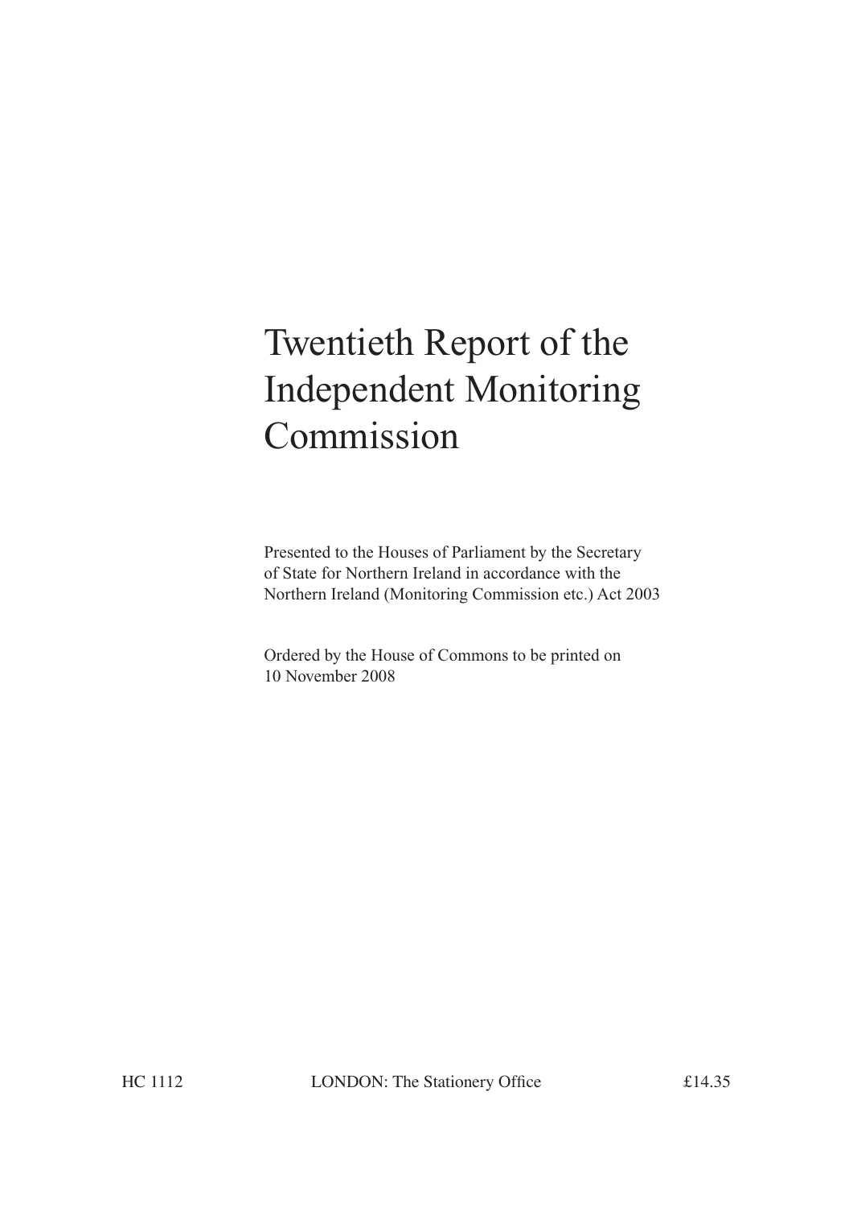# Twentieth Report of the Independent Monitoring Commission

Presented to the Houses of Parliament by the Secretary of State for Northern Ireland in accordance with the Northern Ireland (Monitoring Commission etc.) Act 2003

Ordered by the House of Commons to be printed on 10 November 2008

HC 1112 LONDON: The Stationery Office £14.35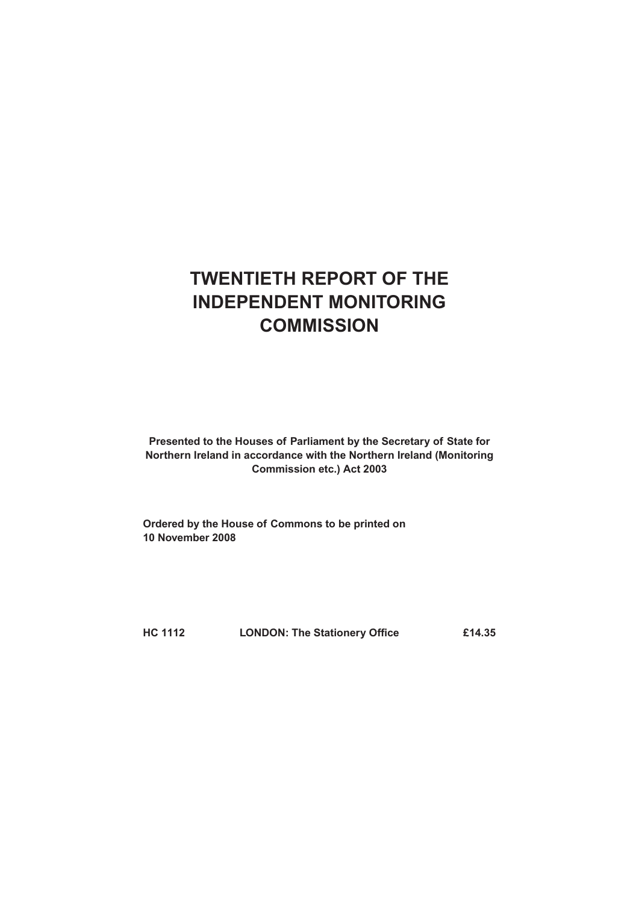# TWENTIETH REPORT OF THE INDEPENDENT MONITORING COMMISSION

**Presented to the Houses of Parliament by the Secretary of State for Northern Ireland in accordance with the Northern Ireland (Monitoring Commission etc.) Act 2003**

**Ordered by the House of Commons to be printed on 10 November 2008**

**HC 1112 LONDON: The Stationery Office £14.35**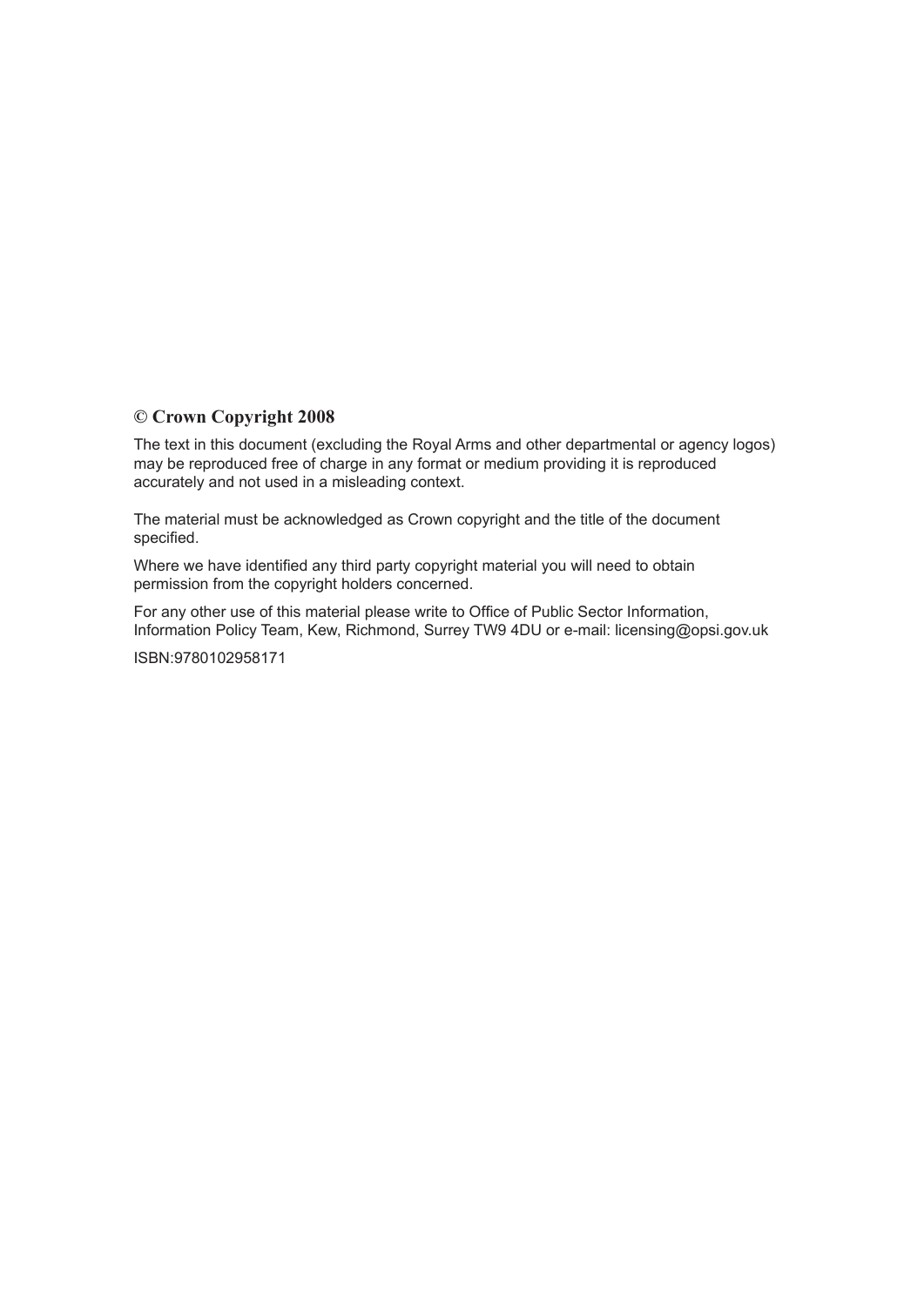**© Crown Copyright 2008**

The text in this document (excluding the Royal Arms and other departmental or agency logos) may be reproduced free of charge in any format or medium providing it is reproduced accurately and not used in a misleading context.

The material must be acknowledged as Crown copyright and the title of the document specified.

Where we have identified any third party copyright material you will need to obtain permission from the copyright holders concerned.

For any other use of this material please write to Office of Public Sector Information, Information Policy Team, Kew, Richmond, Surrey TW9 4DU or e-mail: licensing@opsi.gov.uk

ISBN:9780102958171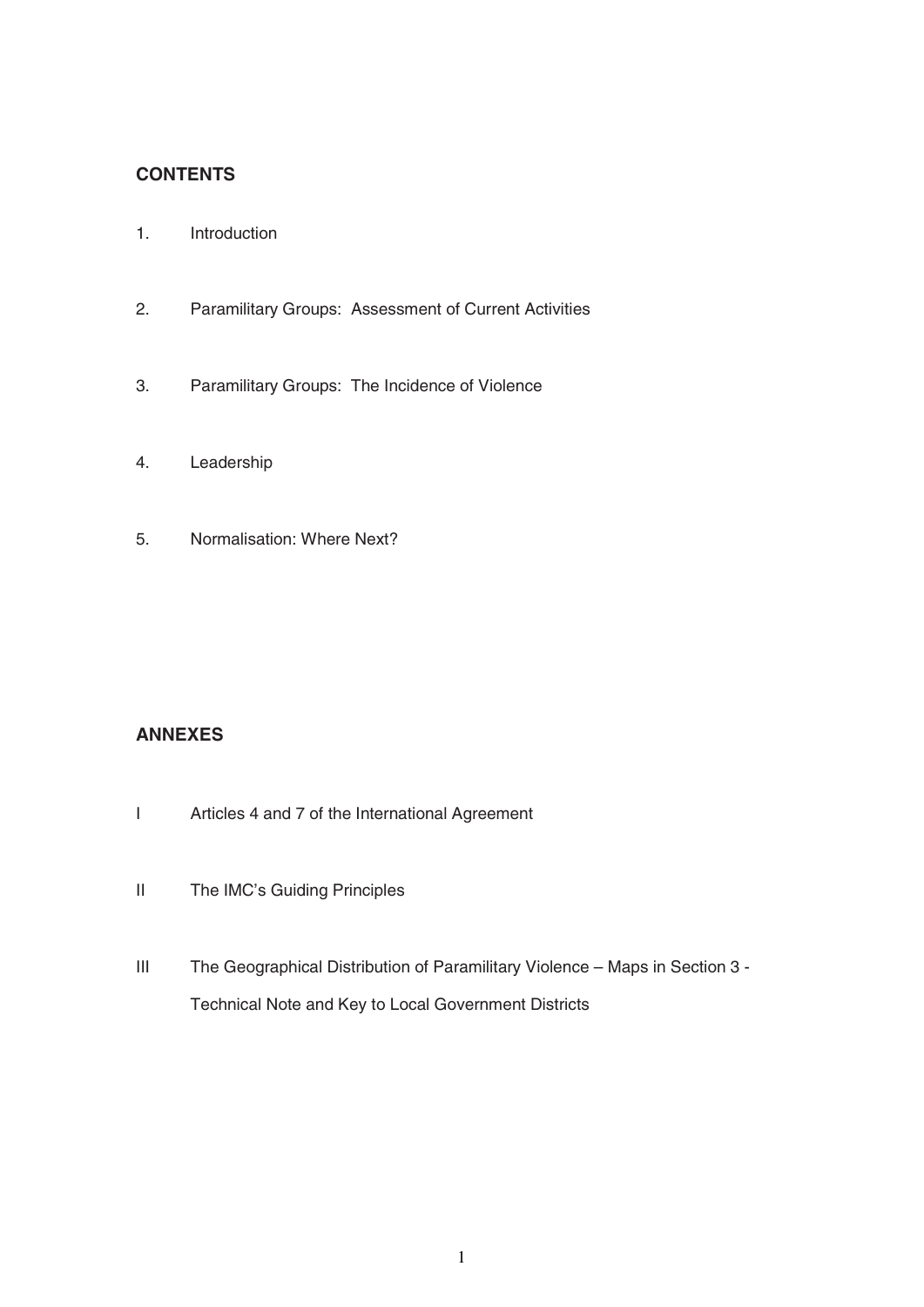## CONTENTS

1. Introduction

2. Paramilitary Groups: Assessment of Current Activities

3. Paramilitary Groups: The Incidence of Violence

4. Leadership

5. Normalisation: Where Next?

## ANNEXES

I Articles 4 and 7 of the International Agreement

II The IMC's Guiding Principles

III The Geographical Distribution of Paramilitary Violence – Maps in Section 3 - Technical Note and Key to Local Government Districts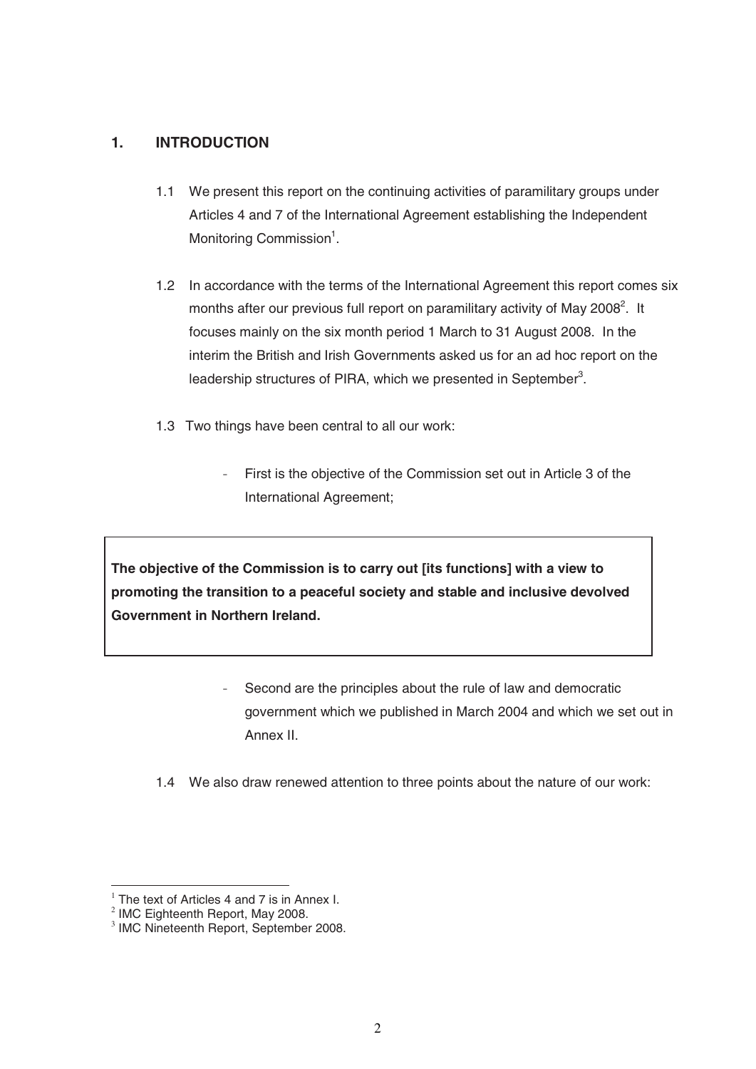## 1. INTRODUCTION

1.1 We present this report on the continuing activities of paramilitary groups under Articles 4 and 7 of the International Agreement establishing the Independent Monitoring Commission[1].

1.2 In accordance with the terms of the International Agreement this report comes six months after our previous full report on paramilitary activity of May 2008[2]. It focuses mainly on the six month period 1 March to 31 August 2008. In the interim the British and Irish Governments asked us for an ad hoc report on the leadership structures of PIRA, which we presented in September[3].

1.3 Two things have been central to all our work:

- First is the objective of the Commission set out in Article 3 of the International Agreement;

> **The objective of the Commission is to carry out [its functions] with a view to promoting the transition to a peaceful society and stable and inclusive devolved Government in Northern Ireland.**

- Second are the principles about the rule of law and democratic government which we published in March 2004 and which we set out in Annex II.

1.4 We also draw renewed attention to three points about the nature of our work:

---

[1] The text of Articles 4 and 7 is in Annex I.
[2] IMC Eighteenth Report, May 2008.
[3] IMC Nineteenth Report, September 2008.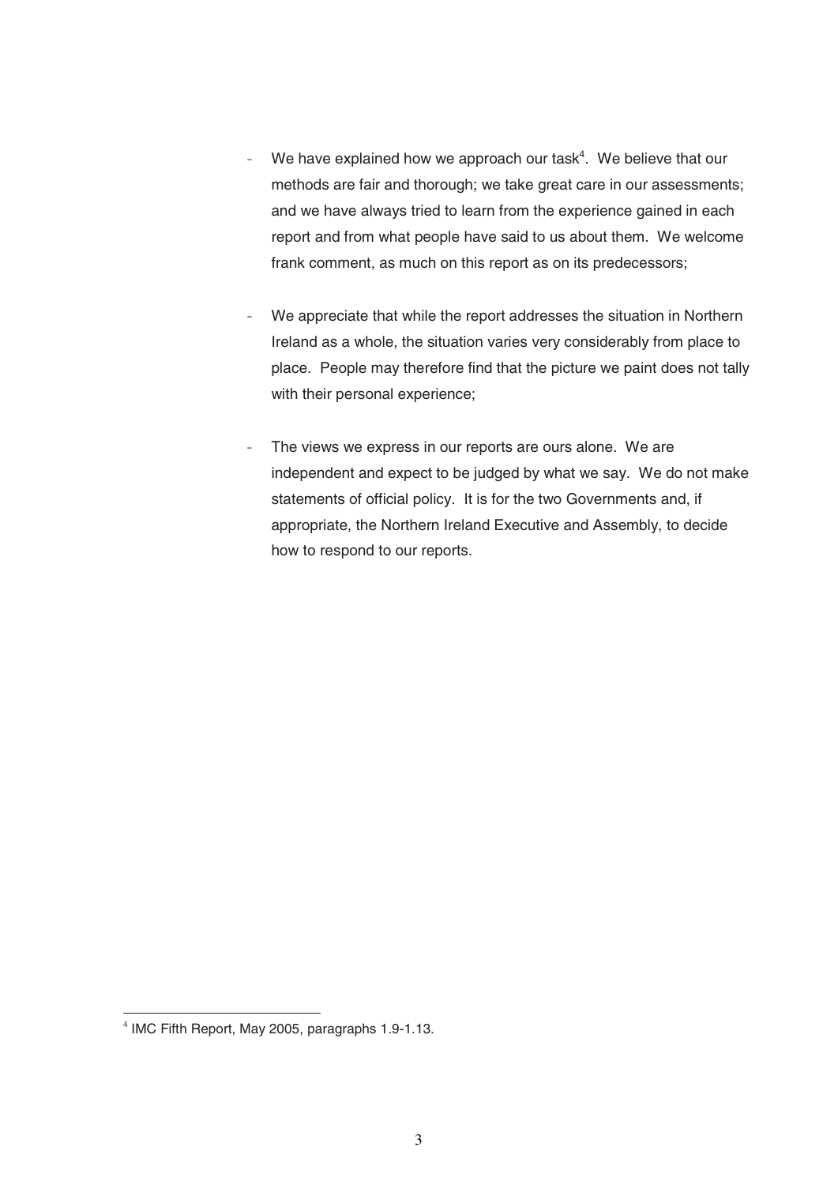- We have explained how we approach our task[4]. We believe that our methods are fair and thorough; we take great care in our assessments; and we have always tried to learn from the experience gained in each report and from what people have said to us about them. We welcome frank comment, as much on this report as on its predecessors;

- We appreciate that while the report addresses the situation in Northern Ireland as a whole, the situation varies very considerably from place to place. People may therefore find that the picture we paint does not tally with their personal experience;

- The views we express in our reports are ours alone. We are independent and expect to be judged by what we say. We do not make statements of official policy. It is for the two Governments and, if appropriate, the Northern Ireland Executive and Assembly, to decide how to respond to our reports.

---

[4] IMC Fifth Report, May 2005, paragraphs 1.9-1.13.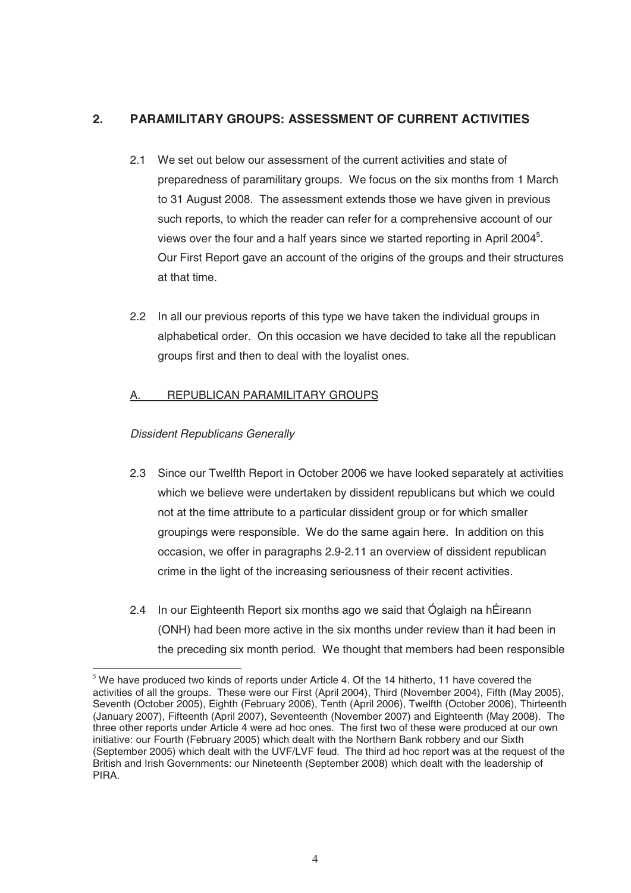## 2. PARAMILITARY GROUPS: ASSESSMENT OF CURRENT ACTIVITIES

2.1 We set out below our assessment of the current activities and state of preparedness of paramilitary groups. We focus on the six months from 1 March to 31 August 2008. The assessment extends those we have given in previous such reports, to which the reader can refer for a comprehensive account of our views over the four and a half years since we started reporting in April 2004[5]. Our First Report gave an account of the origins of the groups and their structures at that time.

2.2 In all our previous reports of this type we have taken the individual groups in alphabetical order. On this occasion we have decided to take all the republican groups first and then to deal with the loyalist ones.

### A. REPUBLICAN PARAMILITARY GROUPS

*Dissident Republicans Generally*

2.3 Since our Twelfth Report in October 2006 we have looked separately at activities which we believe were undertaken by dissident republicans but which we could not at the time attribute to a particular dissident group or for which smaller groupings were responsible. We do the same again here. In addition on this occasion, we offer in paragraphs 2.9-2.11 an overview of dissident republican crime in the light of the increasing seriousness of their recent activities.

2.4 In our Eighteenth Report six months ago we said that Óglaigh na hÉireann (ONH) had been more active in the six months under review than it had been in the preceding six month period. We thought that members had been responsible

---

[5] We have produced two kinds of reports under Article 4. Of the 14 hitherto, 11 have covered the activities of all the groups. These were our First (April 2004), Third (November 2004), Fifth (May 2005), Seventh (October 2005), Eighth (February 2006), Tenth (April 2006), Twelfth (October 2006), Thirteenth (January 2007), Fifteenth (April 2007), Seventeenth (November 2007) and Eighteenth (May 2008). The three other reports under Article 4 were ad hoc ones. The first two of these were produced at our own initiative: our Fourth (February 2005) which dealt with the Northern Bank robbery and our Sixth (September 2005) which dealt with the UVF/LVF feud. The third ad hoc report was at the request of the British and Irish Governments: our Nineteenth (September 2008) which dealt with the leadership of PIRA.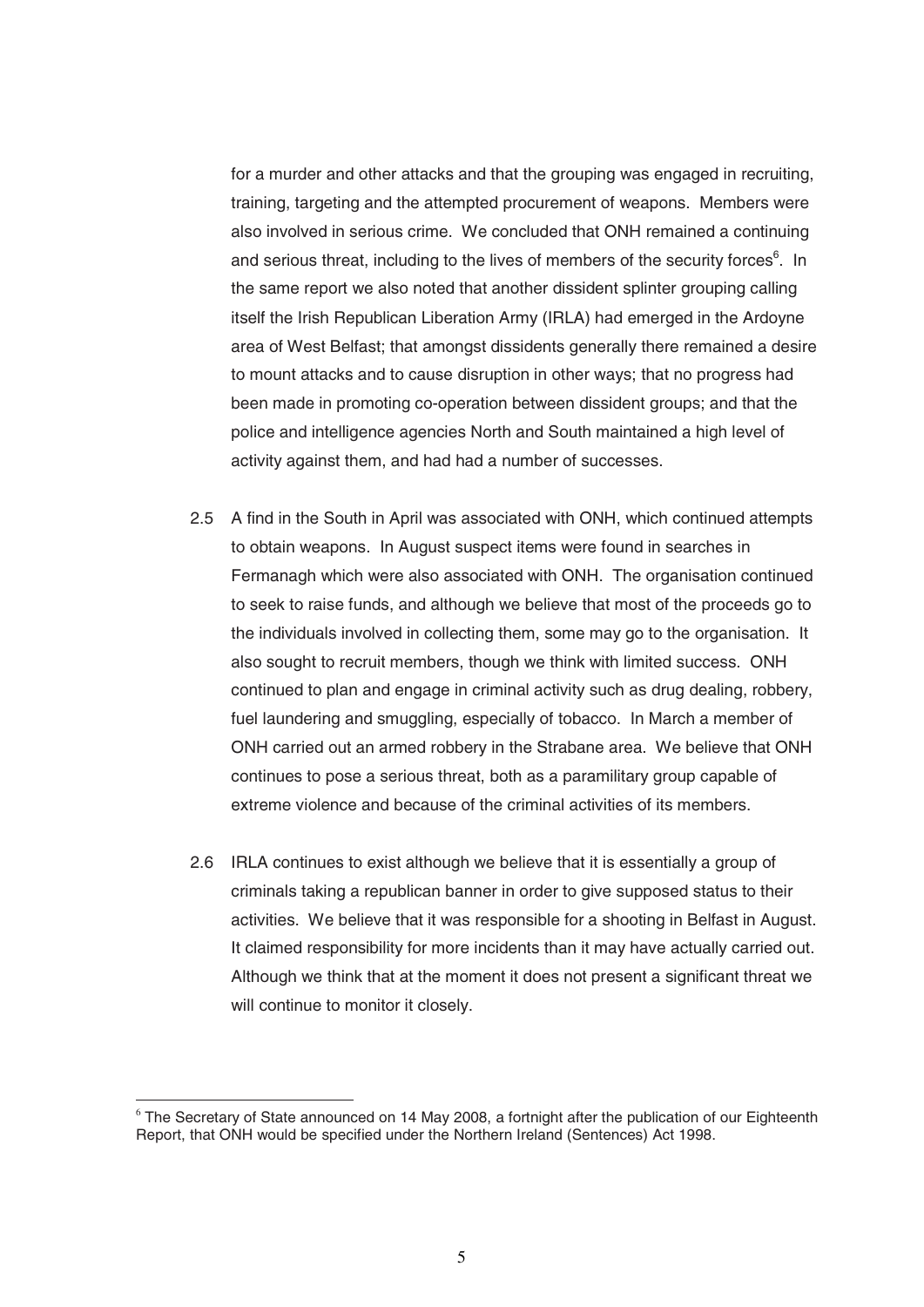for a murder and other attacks and that the grouping was engaged in recruiting, training, targeting and the attempted procurement of weapons. Members were also involved in serious crime. We concluded that ONH remained a continuing and serious threat, including to the lives of members of the security forces[6]. In the same report we also noted that another dissident splinter grouping calling itself the Irish Republican Liberation Army (IRLA) had emerged in the Ardoyne area of West Belfast; that amongst dissidents generally there remained a desire to mount attacks and to cause disruption in other ways; that no progress had been made in promoting co-operation between dissident groups; and that the police and intelligence agencies North and South maintained a high level of activity against them, and had had a number of successes.

2.5 A find in the South in April was associated with ONH, which continued attempts to obtain weapons. In August suspect items were found in searches in Fermanagh which were also associated with ONH. The organisation continued to seek to raise funds, and although we believe that most of the proceeds go to the individuals involved in collecting them, some may go to the organisation. It also sought to recruit members, though we think with limited success. ONH continued to plan and engage in criminal activity such as drug dealing, robbery, fuel laundering and smuggling, especially of tobacco. In March a member of ONH carried out an armed robbery in the Strabane area. We believe that ONH continues to pose a serious threat, both as a paramilitary group capable of extreme violence and because of the criminal activities of its members.

2.6 IRLA continues to exist although we believe that it is essentially a group of criminals taking a republican banner in order to give supposed status to their activities. We believe that it was responsible for a shooting in Belfast in August. It claimed responsibility for more incidents than it may have actually carried out. Although we think that at the moment it does not present a significant threat we will continue to monitor it closely.

---

[6] The Secretary of State announced on 14 May 2008, a fortnight after the publication of our Eighteenth Report, that ONH would be specified under the Northern Ireland (Sentences) Act 1998.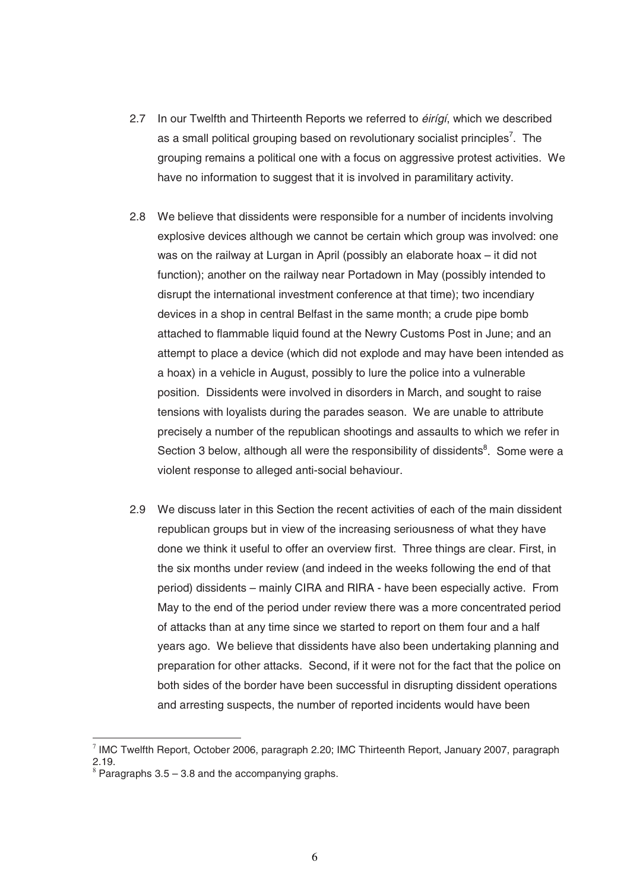2.7 In our Twelfth and Thirteenth Reports we referred to *éirígí*, which we described as a small political grouping based on revolutionary socialist principles[7]. The grouping remains a political one with a focus on aggressive protest activities. We have no information to suggest that it is involved in paramilitary activity.

2.8 We believe that dissidents were responsible for a number of incidents involving explosive devices although we cannot be certain which group was involved: one was on the railway at Lurgan in April (possibly an elaborate hoax – it did not function); another on the railway near Portadown in May (possibly intended to disrupt the international investment conference at that time); two incendiary devices in a shop in central Belfast in the same month; a crude pipe bomb attached to flammable liquid found at the Newry Customs Post in June; and an attempt to place a device (which did not explode and may have been intended as a hoax) in a vehicle in August, possibly to lure the police into a vulnerable position. Dissidents were involved in disorders in March, and sought to raise tensions with loyalists during the parades season. We are unable to attribute precisely a number of the republican shootings and assaults to which we refer in Section 3 below, although all were the responsibility of dissidents[8]. Some were a violent response to alleged anti-social behaviour.

2.9 We discuss later in this Section the recent activities of each of the main dissident republican groups but in view of the increasing seriousness of what they have done we think it useful to offer an overview first. Three things are clear. First, in the six months under review (and indeed in the weeks following the end of that period) dissidents – mainly CIRA and RIRA - have been especially active. From May to the end of the period under review there was a more concentrated period of attacks than at any time since we started to report on them four and a half years ago. We believe that dissidents have also been undertaking planning and preparation for other attacks. Second, if it were not for the fact that the police on both sides of the border have been successful in disrupting dissident operations and arresting suspects, the number of reported incidents would have been

[7] IMC Twelfth Report, October 2006, paragraph 2.20; IMC Thirteenth Report, January 2007, paragraph 2.19.

[8] Paragraphs 3.5 – 3.8 and the accompanying graphs.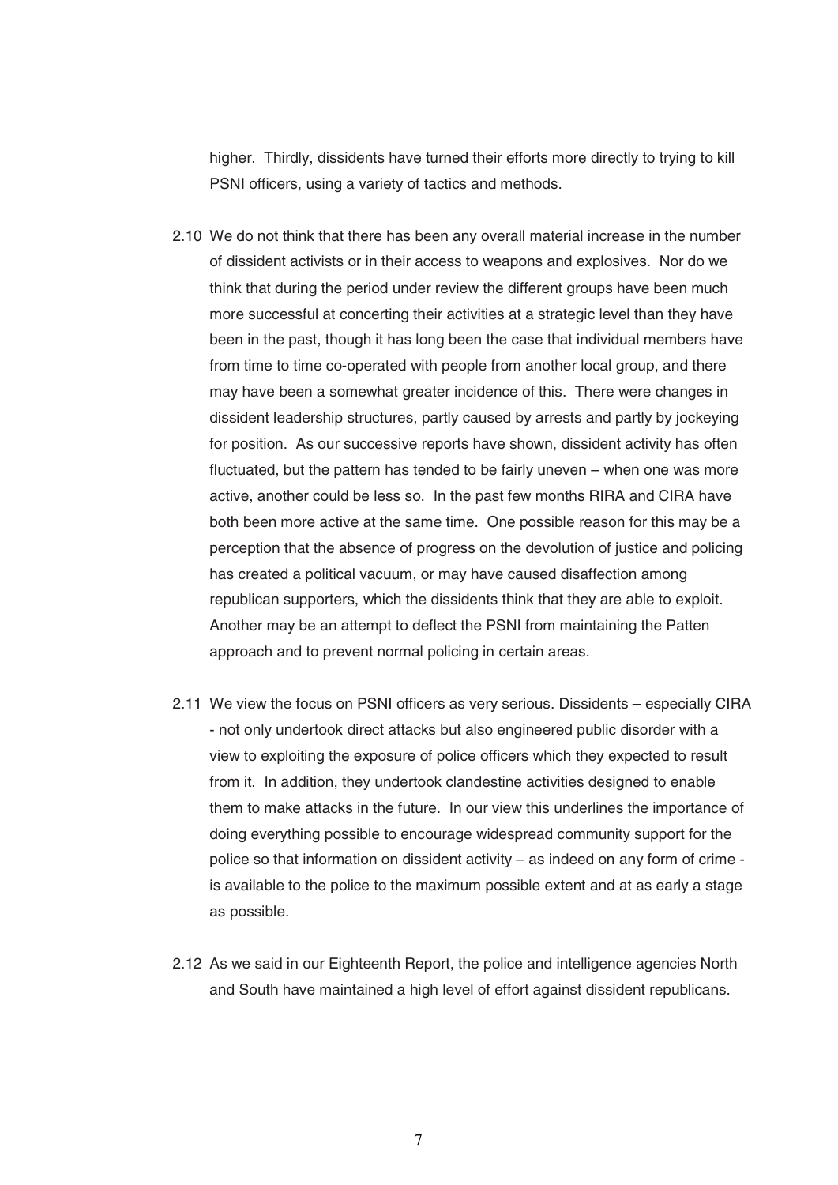higher. Thirdly, dissidents have turned their efforts more directly to trying to kill PSNI officers, using a variety of tactics and methods.

2.10 We do not think that there has been any overall material increase in the number of dissident activists or in their access to weapons and explosives. Nor do we think that during the period under review the different groups have been much more successful at concerting their activities at a strategic level than they have been in the past, though it has long been the case that individual members have from time to time co-operated with people from another local group, and there may have been a somewhat greater incidence of this. There were changes in dissident leadership structures, partly caused by arrests and partly by jockeying for position. As our successive reports have shown, dissident activity has often fluctuated, but the pattern has tended to be fairly uneven – when one was more active, another could be less so. In the past few months RIRA and CIRA have both been more active at the same time. One possible reason for this may be a perception that the absence of progress on the devolution of justice and policing has created a political vacuum, or may have caused disaffection among republican supporters, which the dissidents think that they are able to exploit. Another may be an attempt to deflect the PSNI from maintaining the Patten approach and to prevent normal policing in certain areas.

2.11 We view the focus on PSNI officers as very serious. Dissidents – especially CIRA - not only undertook direct attacks but also engineered public disorder with a view to exploiting the exposure of police officers which they expected to result from it. In addition, they undertook clandestine activities designed to enable them to make attacks in the future. In our view this underlines the importance of doing everything possible to encourage widespread community support for the police so that information on dissident activity – as indeed on any form of crime - is available to the police to the maximum possible extent and at as early a stage as possible.

2.12 As we said in our Eighteenth Report, the police and intelligence agencies North and South have maintained a high level of effort against dissident republicans.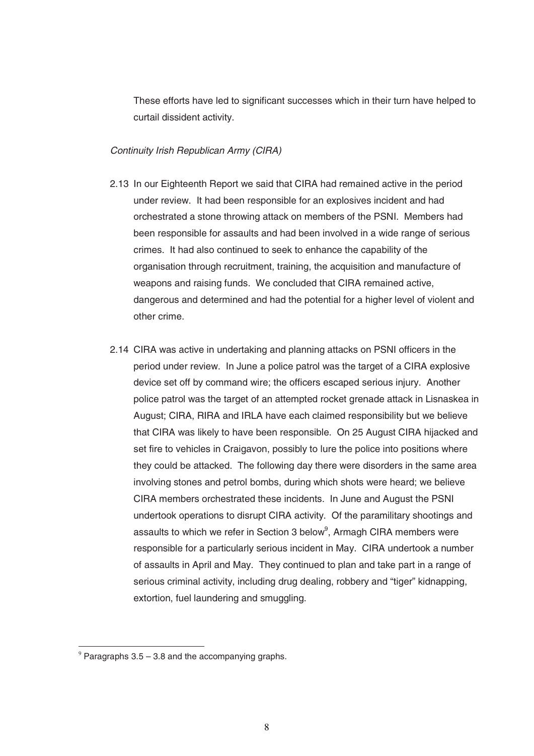These efforts have led to significant successes which in their turn have helped to curtail dissident activity.

*Continuity Irish Republican Army (CIRA)*

2.13 In our Eighteenth Report we said that CIRA had remained active in the period under review. It had been responsible for an explosives incident and had orchestrated a stone throwing attack on members of the PSNI. Members had been responsible for assaults and had been involved in a wide range of serious crimes. It had also continued to seek to enhance the capability of the organisation through recruitment, training, the acquisition and manufacture of weapons and raising funds. We concluded that CIRA remained active, dangerous and determined and had the potential for a higher level of violent and other crime.

2.14 CIRA was active in undertaking and planning attacks on PSNI officers in the period under review. In June a police patrol was the target of a CIRA explosive device set off by command wire; the officers escaped serious injury. Another police patrol was the target of an attempted rocket grenade attack in Lisnaskea in August; CIRA, RIRA and IRLA have each claimed responsibility but we believe that CIRA was likely to have been responsible. On 25 August CIRA hijacked and set fire to vehicles in Craigavon, possibly to lure the police into positions where they could be attacked. The following day there were disorders in the same area involving stones and petrol bombs, during which shots were heard; we believe CIRA members orchestrated these incidents. In June and August the PSNI undertook operations to disrupt CIRA activity. Of the paramilitary shootings and assaults to which we refer in Section 3 below[9], Armagh CIRA members were responsible for a particularly serious incident in May. CIRA undertook a number of assaults in April and May. They continued to plan and take part in a range of serious criminal activity, including drug dealing, robbery and "tiger" kidnapping, extortion, fuel laundering and smuggling.

[9] Paragraphs 3.5 – 3.8 and the accompanying graphs.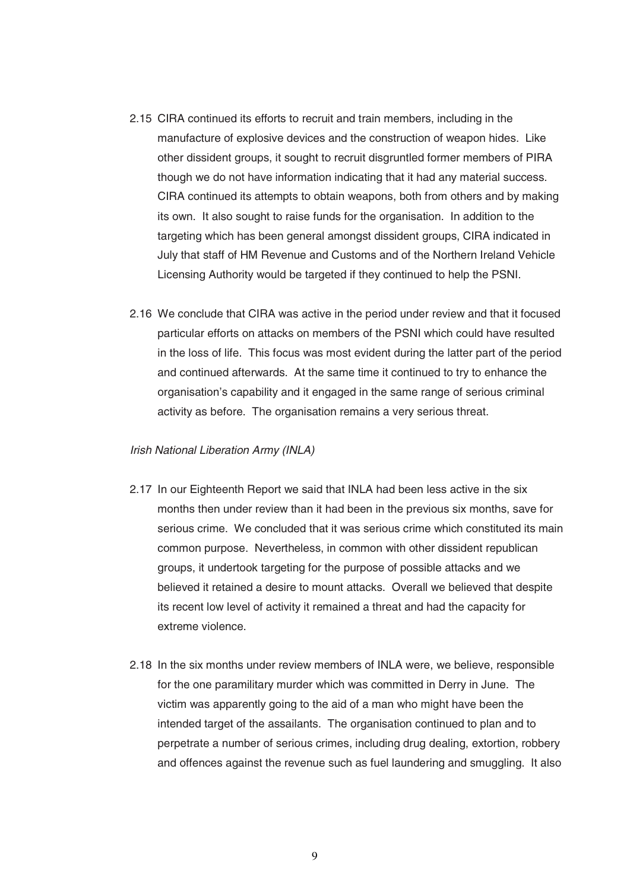2.15 CIRA continued its efforts to recruit and train members, including in the manufacture of explosive devices and the construction of weapon hides. Like other dissident groups, it sought to recruit disgruntled former members of PIRA though we do not have information indicating that it had any material success. CIRA continued its attempts to obtain weapons, both from others and by making its own. It also sought to raise funds for the organisation. In addition to the targeting which has been general amongst dissident groups, CIRA indicated in July that staff of HM Revenue and Customs and of the Northern Ireland Vehicle Licensing Authority would be targeted if they continued to help the PSNI.

2.16 We conclude that CIRA was active in the period under review and that it focused particular efforts on attacks on members of the PSNI which could have resulted in the loss of life. This focus was most evident during the latter part of the period and continued afterwards. At the same time it continued to try to enhance the organisation's capability and it engaged in the same range of serious criminal activity as before. The organisation remains a very serious threat.

*Irish National Liberation Army (INLA)*

2.17 In our Eighteenth Report we said that INLA had been less active in the six months then under review than it had been in the previous six months, save for serious crime. We concluded that it was serious crime which constituted its main common purpose. Nevertheless, in common with other dissident republican groups, it undertook targeting for the purpose of possible attacks and we believed it retained a desire to mount attacks. Overall we believed that despite its recent low level of activity it remained a threat and had the capacity for extreme violence.

2.18 In the six months under review members of INLA were, we believe, responsible for the one paramilitary murder which was committed in Derry in June. The victim was apparently going to the aid of a man who might have been the intended target of the assailants. The organisation continued to plan and to perpetrate a number of serious crimes, including drug dealing, extortion, robbery and offences against the revenue such as fuel laundering and smuggling. It also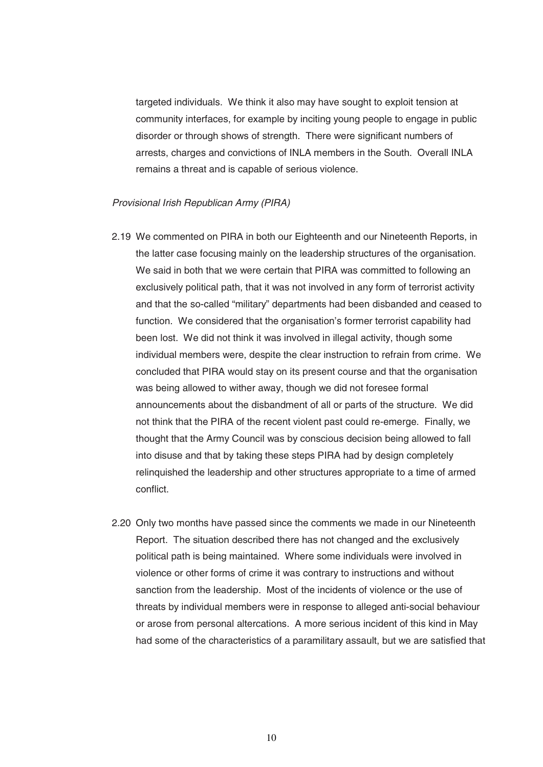targeted individuals. We think it also may have sought to exploit tension at community interfaces, for example by inciting young people to engage in public disorder or through shows of strength. There were significant numbers of arrests, charges and convictions of INLA members in the South. Overall INLA remains a threat and is capable of serious violence.

*Provisional Irish Republican Army (PIRA)*

2.19 We commented on PIRA in both our Eighteenth and our Nineteenth Reports, in the latter case focusing mainly on the leadership structures of the organisation. We said in both that we were certain that PIRA was committed to following an exclusively political path, that it was not involved in any form of terrorist activity and that the so-called "military" departments had been disbanded and ceased to function. We considered that the organisation's former terrorist capability had been lost. We did not think it was involved in illegal activity, though some individual members were, despite the clear instruction to refrain from crime. We concluded that PIRA would stay on its present course and that the organisation was being allowed to wither away, though we did not foresee formal announcements about the disbandment of all or parts of the structure. We did not think that the PIRA of the recent violent past could re-emerge. Finally, we thought that the Army Council was by conscious decision being allowed to fall into disuse and that by taking these steps PIRA had by design completely relinquished the leadership and other structures appropriate to a time of armed conflict.

2.20 Only two months have passed since the comments we made in our Nineteenth Report. The situation described there has not changed and the exclusively political path is being maintained. Where some individuals were involved in violence or other forms of crime it was contrary to instructions and without sanction from the leadership. Most of the incidents of violence or the use of threats by individual members were in response to alleged anti-social behaviour or arose from personal altercations. A more serious incident of this kind in May had some of the characteristics of a paramilitary assault, but we are satisfied that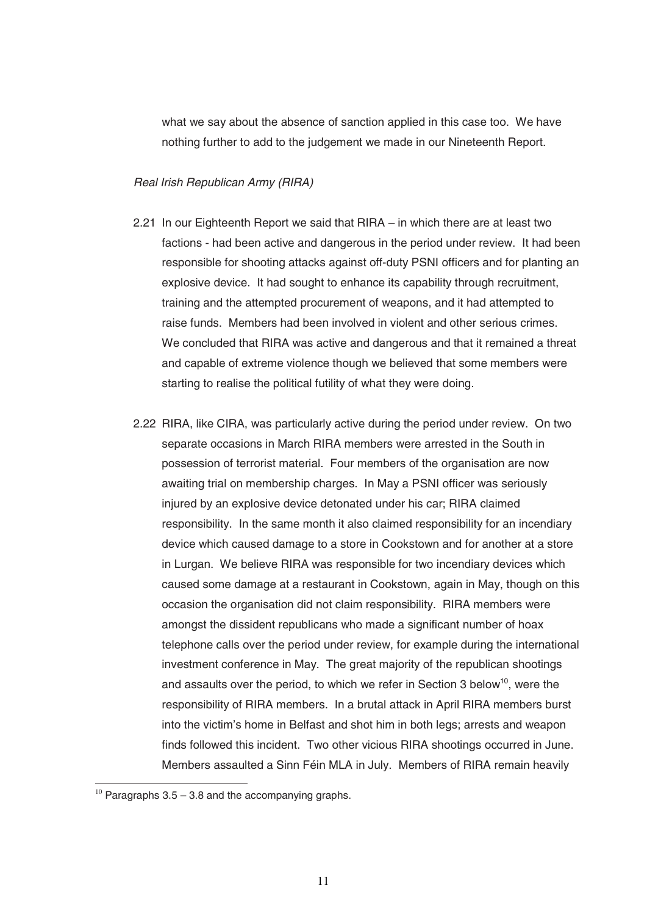what we say about the absence of sanction applied in this case too. We have nothing further to add to the judgement we made in our Nineteenth Report.

*Real Irish Republican Army (RIRA)*

2.21 In our Eighteenth Report we said that RIRA – in which there are at least two factions - had been active and dangerous in the period under review. It had been responsible for shooting attacks against off-duty PSNI officers and for planting an explosive device. It had sought to enhance its capability through recruitment, training and the attempted procurement of weapons, and it had attempted to raise funds. Members had been involved in violent and other serious crimes. We concluded that RIRA was active and dangerous and that it remained a threat and capable of extreme violence though we believed that some members were starting to realise the political futility of what they were doing.

2.22 RIRA, like CIRA, was particularly active during the period under review. On two separate occasions in March RIRA members were arrested in the South in possession of terrorist material. Four members of the organisation are now awaiting trial on membership charges. In May a PSNI officer was seriously injured by an explosive device detonated under his car; RIRA claimed responsibility. In the same month it also claimed responsibility for an incendiary device which caused damage to a store in Cookstown and for another at a store in Lurgan. We believe RIRA was responsible for two incendiary devices which caused some damage at a restaurant in Cookstown, again in May, though on this occasion the organisation did not claim responsibility. RIRA members were amongst the dissident republicans who made a significant number of hoax telephone calls over the period under review, for example during the international investment conference in May. The great majority of the republican shootings and assaults over the period, to which we refer in Section 3 below[10], were the responsibility of RIRA members. In a brutal attack in April RIRA members burst into the victim's home in Belfast and shot him in both legs; arrests and weapon finds followed this incident. Two other vicious RIRA shootings occurred in June. Members assaulted a Sinn Féin MLA in July. Members of RIRA remain heavily

[10] Paragraphs 3.5 – 3.8 and the accompanying graphs.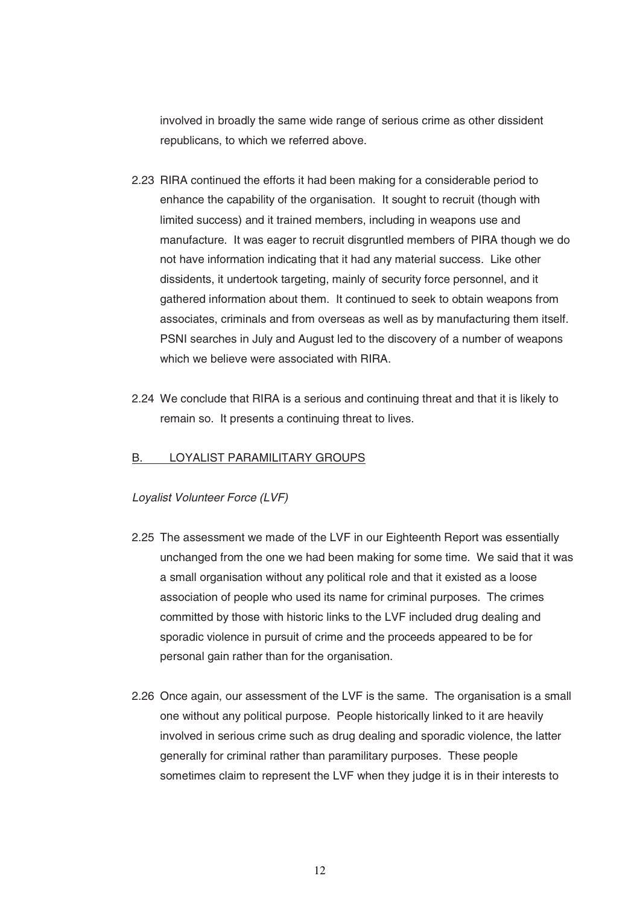involved in broadly the same wide range of serious crime as other dissident republicans, to which we referred above.

2.23 RIRA continued the efforts it had been making for a considerable period to enhance the capability of the organisation. It sought to recruit (though with limited success) and it trained members, including in weapons use and manufacture. It was eager to recruit disgruntled members of PIRA though we do not have information indicating that it had any material success. Like other dissidents, it undertook targeting, mainly of security force personnel, and it gathered information about them. It continued to seek to obtain weapons from associates, criminals and from overseas as well as by manufacturing them itself. PSNI searches in July and August led to the discovery of a number of weapons which we believe were associated with RIRA.

2.24 We conclude that RIRA is a serious and continuing threat and that it is likely to remain so. It presents a continuing threat to lives.

## B. LOYALIST PARAMILITARY GROUPS

*Loyalist Volunteer Force (LVF)*

2.25 The assessment we made of the LVF in our Eighteenth Report was essentially unchanged from the one we had been making for some time. We said that it was a small organisation without any political role and that it existed as a loose association of people who used its name for criminal purposes. The crimes committed by those with historic links to the LVF included drug dealing and sporadic violence in pursuit of crime and the proceeds appeared to be for personal gain rather than for the organisation.

2.26 Once again, our assessment of the LVF is the same. The organisation is a small one without any political purpose. People historically linked to it are heavily involved in serious crime such as drug dealing and sporadic violence, the latter generally for criminal rather than paramilitary purposes. These people sometimes claim to represent the LVF when they judge it is in their interests to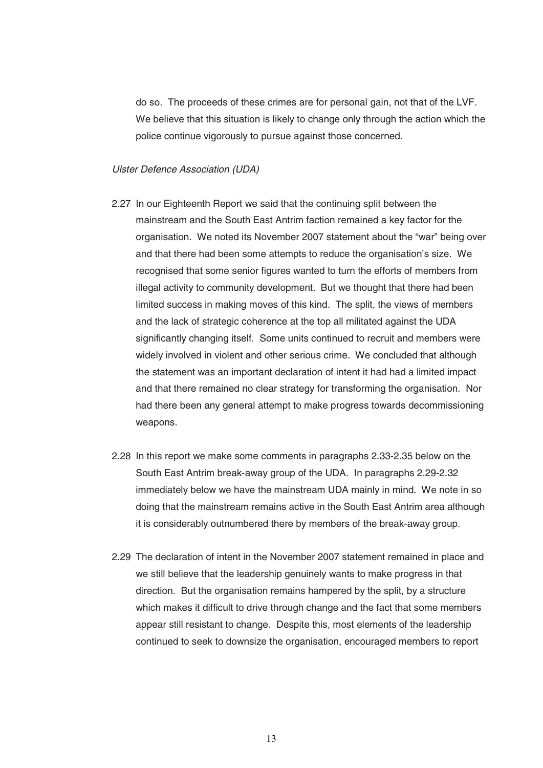do so. The proceeds of these crimes are for personal gain, not that of the LVF. We believe that this situation is likely to change only through the action which the police continue vigorously to pursue against those concerned.

*Ulster Defence Association (UDA)*

2.27 In our Eighteenth Report we said that the continuing split between the mainstream and the South East Antrim faction remained a key factor for the organisation. We noted its November 2007 statement about the "war" being over and that there had been some attempts to reduce the organisation's size. We recognised that some senior figures wanted to turn the efforts of members from illegal activity to community development. But we thought that there had been limited success in making moves of this kind. The split, the views of members and the lack of strategic coherence at the top all militated against the UDA significantly changing itself. Some units continued to recruit and members were widely involved in violent and other serious crime. We concluded that although the statement was an important declaration of intent it had had a limited impact and that there remained no clear strategy for transforming the organisation. Nor had there been any general attempt to make progress towards decommissioning weapons.

2.28 In this report we make some comments in paragraphs 2.33-2.35 below on the South East Antrim break-away group of the UDA. In paragraphs 2.29-2.32 immediately below we have the mainstream UDA mainly in mind. We note in so doing that the mainstream remains active in the South East Antrim area although it is considerably outnumbered there by members of the break-away group.

2.29 The declaration of intent in the November 2007 statement remained in place and we still believe that the leadership genuinely wants to make progress in that direction. But the organisation remains hampered by the split, by a structure which makes it difficult to drive through change and the fact that some members appear still resistant to change. Despite this, most elements of the leadership continued to seek to downsize the organisation, encouraged members to report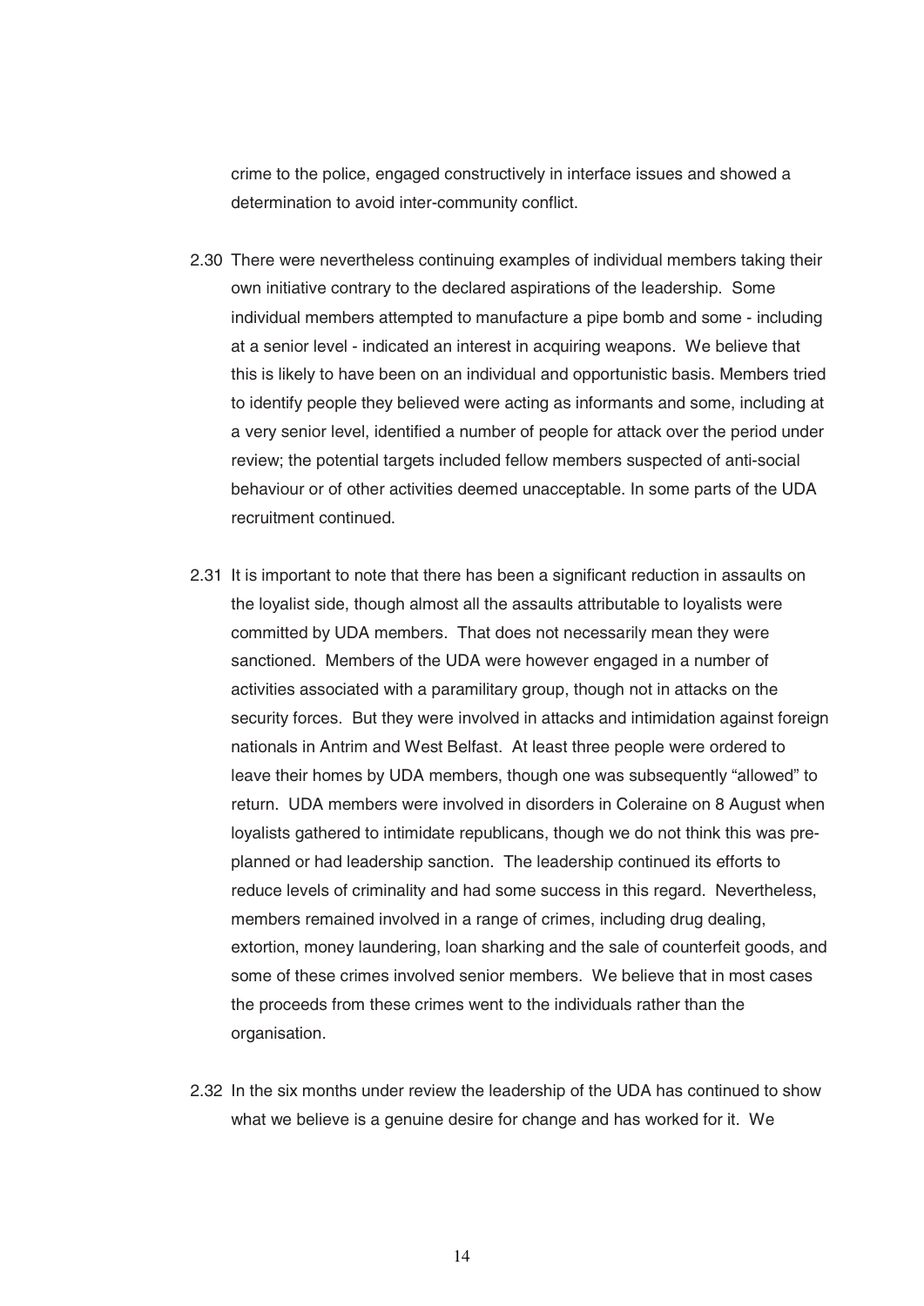crime to the police, engaged constructively in interface issues and showed a determination to avoid inter-community conflict.

2.30 There were nevertheless continuing examples of individual members taking their own initiative contrary to the declared aspirations of the leadership. Some individual members attempted to manufacture a pipe bomb and some - including at a senior level - indicated an interest in acquiring weapons. We believe that this is likely to have been on an individual and opportunistic basis. Members tried to identify people they believed were acting as informants and some, including at a very senior level, identified a number of people for attack over the period under review; the potential targets included fellow members suspected of anti-social behaviour or of other activities deemed unacceptable. In some parts of the UDA recruitment continued.

2.31 It is important to note that there has been a significant reduction in assaults on the loyalist side, though almost all the assaults attributable to loyalists were committed by UDA members. That does not necessarily mean they were sanctioned. Members of the UDA were however engaged in a number of activities associated with a paramilitary group, though not in attacks on the security forces. But they were involved in attacks and intimidation against foreign nationals in Antrim and West Belfast. At least three people were ordered to leave their homes by UDA members, though one was subsequently "allowed" to return. UDA members were involved in disorders in Coleraine on 8 August when loyalists gathered to intimidate republicans, though we do not think this was pre-planned or had leadership sanction. The leadership continued its efforts to reduce levels of criminality and had some success in this regard. Nevertheless, members remained involved in a range of crimes, including drug dealing, extortion, money laundering, loan sharking and the sale of counterfeit goods, and some of these crimes involved senior members. We believe that in most cases the proceeds from these crimes went to the individuals rather than the organisation.

2.32 In the six months under review the leadership of the UDA has continued to show what we believe is a genuine desire for change and has worked for it. We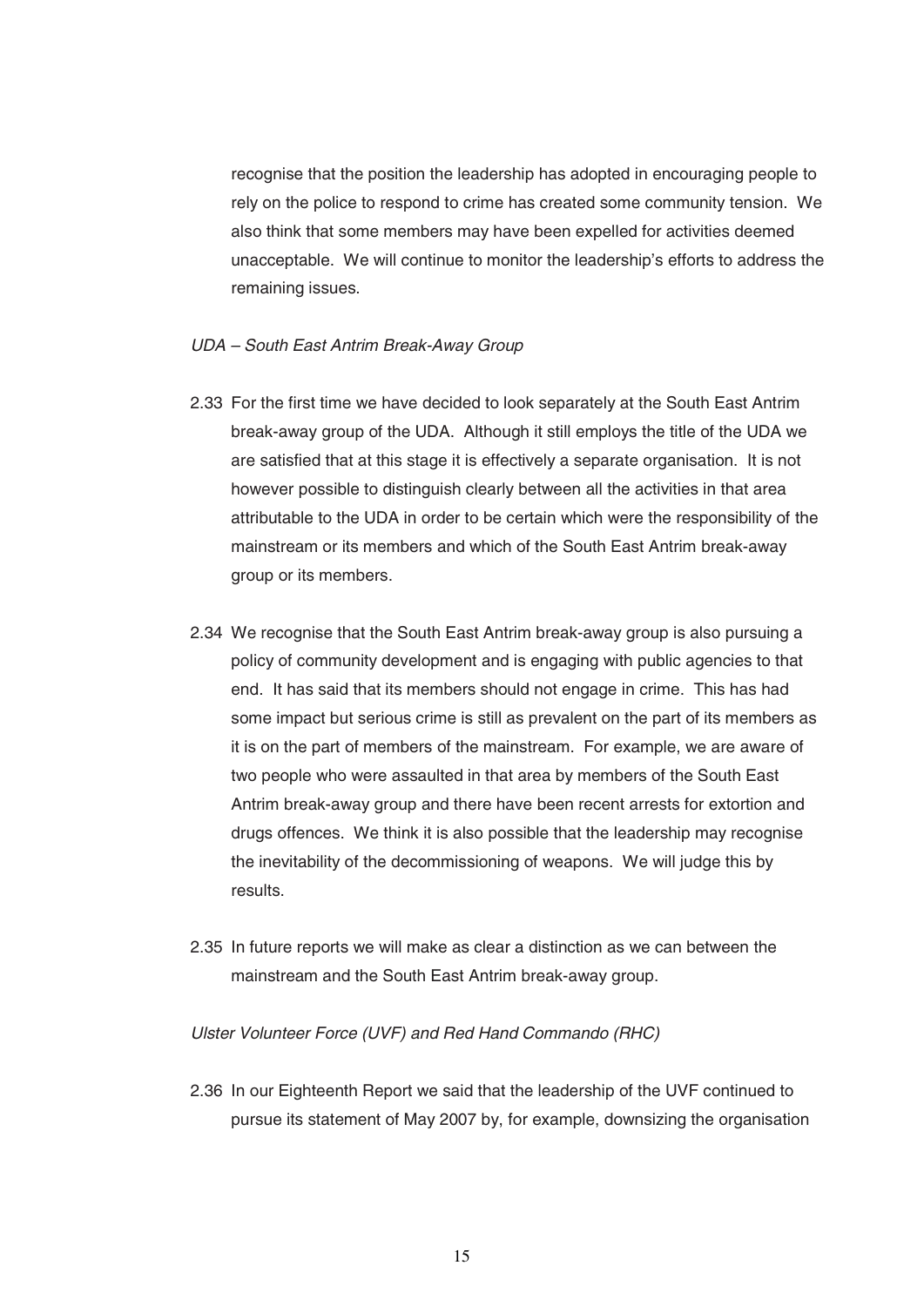recognise that the position the leadership has adopted in encouraging people to rely on the police to respond to crime has created some community tension. We also think that some members may have been expelled for activities deemed unacceptable. We will continue to monitor the leadership's efforts to address the remaining issues.

*UDA – South East Antrim Break-Away Group*

2.33 For the first time we have decided to look separately at the South East Antrim break-away group of the UDA. Although it still employs the title of the UDA we are satisfied that at this stage it is effectively a separate organisation. It is not however possible to distinguish clearly between all the activities in that area attributable to the UDA in order to be certain which were the responsibility of the mainstream or its members and which of the South East Antrim break-away group or its members.

2.34 We recognise that the South East Antrim break-away group is also pursuing a policy of community development and is engaging with public agencies to that end. It has said that its members should not engage in crime. This has had some impact but serious crime is still as prevalent on the part of its members as it is on the part of members of the mainstream. For example, we are aware of two people who were assaulted in that area by members of the South East Antrim break-away group and there have been recent arrests for extortion and drugs offences. We think it is also possible that the leadership may recognise the inevitability of the decommissioning of weapons. We will judge this by results.

2.35 In future reports we will make as clear a distinction as we can between the mainstream and the South East Antrim break-away group.

*Ulster Volunteer Force (UVF) and Red Hand Commando (RHC)*

2.36 In our Eighteenth Report we said that the leadership of the UVF continued to pursue its statement of May 2007 by, for example, downsizing the organisation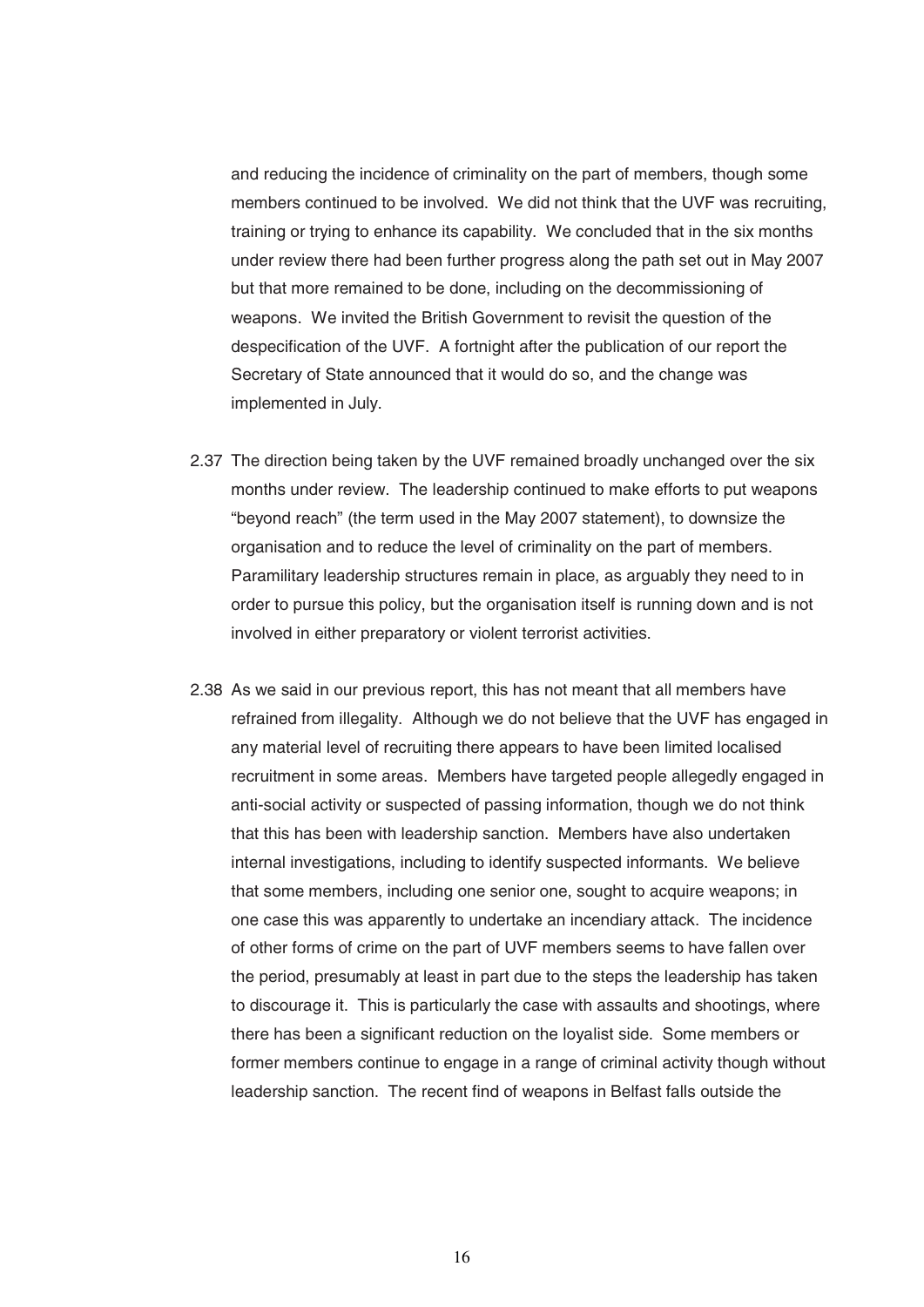and reducing the incidence of criminality on the part of members, though some members continued to be involved. We did not think that the UVF was recruiting, training or trying to enhance its capability. We concluded that in the six months under review there had been further progress along the path set out in May 2007 but that more remained to be done, including on the decommissioning of weapons. We invited the British Government to revisit the question of the despecification of the UVF. A fortnight after the publication of our report the Secretary of State announced that it would do so, and the change was implemented in July.

2.37 The direction being taken by the UVF remained broadly unchanged over the six months under review. The leadership continued to make efforts to put weapons "beyond reach" (the term used in the May 2007 statement), to downsize the organisation and to reduce the level of criminality on the part of members. Paramilitary leadership structures remain in place, as arguably they need to in order to pursue this policy, but the organisation itself is running down and is not involved in either preparatory or violent terrorist activities.

2.38 As we said in our previous report, this has not meant that all members have refrained from illegality. Although we do not believe that the UVF has engaged in any material level of recruiting there appears to have been limited localised recruitment in some areas. Members have targeted people allegedly engaged in anti-social activity or suspected of passing information, though we do not think that this has been with leadership sanction. Members have also undertaken internal investigations, including to identify suspected informants. We believe that some members, including one senior one, sought to acquire weapons; in one case this was apparently to undertake an incendiary attack. The incidence of other forms of crime on the part of UVF members seems to have fallen over the period, presumably at least in part due to the steps the leadership has taken to discourage it. This is particularly the case with assaults and shootings, where there has been a significant reduction on the loyalist side. Some members or former members continue to engage in a range of criminal activity though without leadership sanction. The recent find of weapons in Belfast falls outside the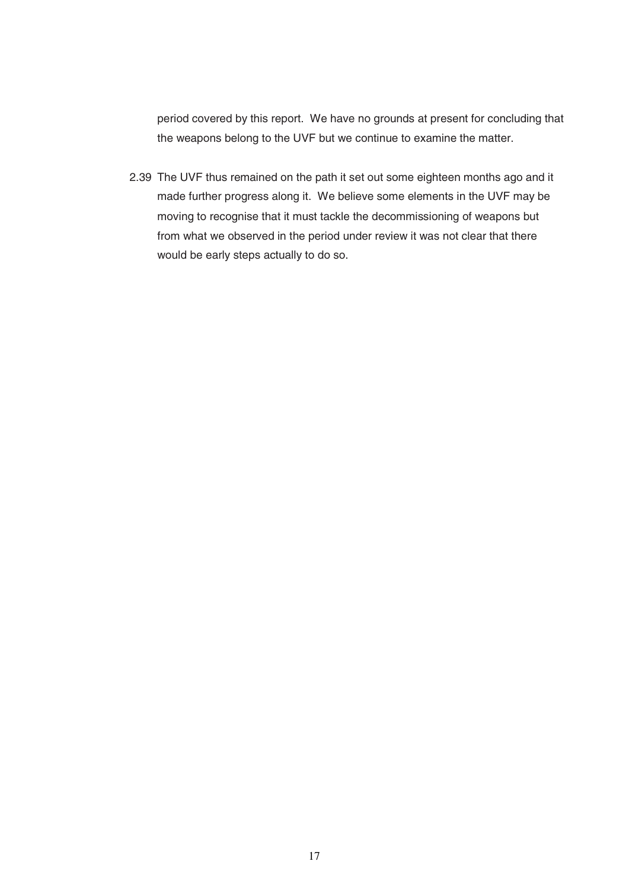period covered by this report. We have no grounds at present for concluding that the weapons belong to the UVF but we continue to examine the matter.

2.39 The UVF thus remained on the path it set out some eighteen months ago and it made further progress along it. We believe some elements in the UVF may be moving to recognise that it must tackle the decommissioning of weapons but from what we observed in the period under review it was not clear that there would be early steps actually to do so.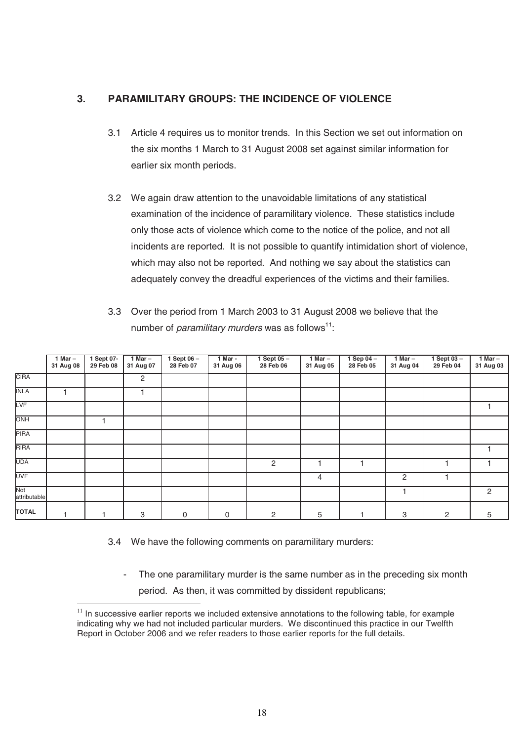## 3. PARAMILITARY GROUPS: THE INCIDENCE OF VIOLENCE

3.1 Article 4 requires us to monitor trends. In this Section we set out information on the six months 1 March to 31 August 2008 set against similar information for earlier six month periods.

3.2 We again draw attention to the unavoidable limitations of any statistical examination of the incidence of paramilitary violence. These statistics include only those acts of violence which come to the notice of the police, and not all incidents are reported. It is not possible to quantify intimidation short of violence, which may also not be reported. And nothing we say about the statistics can adequately convey the dreadful experiences of the victims and their families.

3.3 Over the period from 1 March 2003 to 31 August 2008 we believe that the number of *paramilitary murders* was as follows[11]:

| | 1 Mar – 31 Aug 08 | 1 Sept 07- 29 Feb 08 | 1 Mar – 31 Aug 07 | 1 Sept 06 – 28 Feb 07 | 1 Mar - 31 Aug 06 | 1 Sept 05 – 28 Feb 06 | 1 Mar – 31 Aug 05 | 1 Sep 04 – 28 Feb 05 | 1 Mar – 31 Aug 04 | 1 Sept 03 – 29 Feb 04 | 1 Mar – 31 Aug 03 |
|---|---|---|---|---|---|---|---|---|---|---|---|
| CIRA | | | 2 | | | | | | | | |
| INLA | 1 | | 1 | | | | | | | | |
| LVF | | | | | | | | | | | 1 |
| ONH | | 1 | | | | | | | | | |
| PIRA | | | | | | | | | | | |
| RIRA | | | | | | | | | | | 1 |
| UDA | | | | | | 2 | 1 | 1 | | 1 | 1 |
| UVF | | | | | | | 4 | | 2 | 1 | |
| Not attributable | | | | | | | | | 1 | | 2 |
| **TOTAL** | 1 | 1 | 3 | 0 | 0 | 2 | 5 | 1 | 3 | 2 | 5 |

3.4 We have the following comments on paramilitary murders:

- The one paramilitary murder is the same number as in the preceding six month period. As then, it was committed by dissident republicans;

[11] In successive earlier reports we included extensive annotations to the following table, for example indicating why we had not included particular murders. We discontinued this practice in our Twelfth Report in October 2006 and we refer readers to those earlier reports for the full details.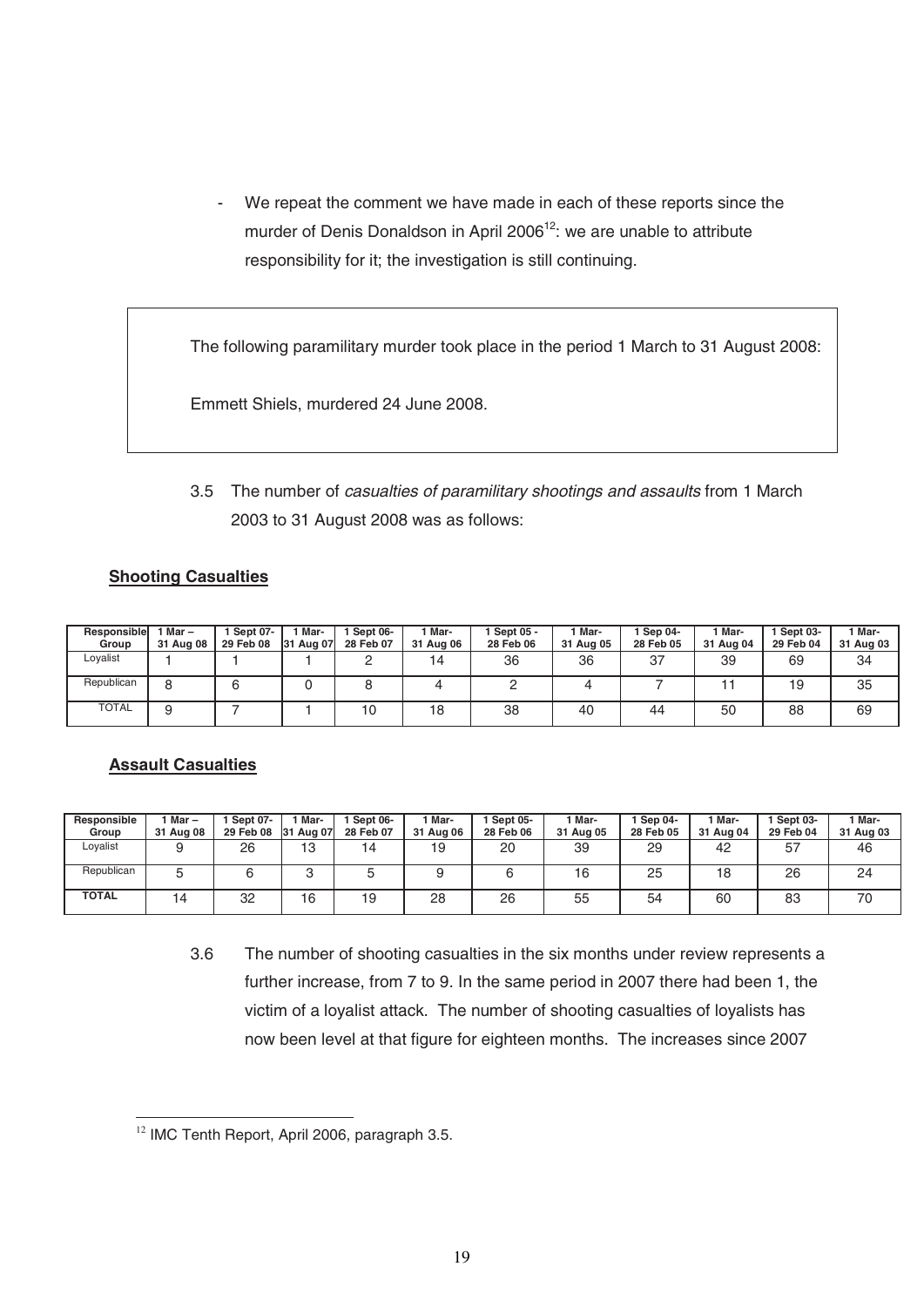- We repeat the comment we have made in each of these reports since the murder of Denis Donaldson in April 2006[12]: we are unable to attribute responsibility for it; the investigation is still continuing.

> The following paramilitary murder took place in the period 1 March to 31 August 2008:
>
> Emmett Shiels, murdered 24 June 2008.

3.5 The number of *casualties of paramilitary shootings and assaults* from 1 March 2003 to 31 August 2008 was as follows:

**Shooting Casualties**

| Responsible Group | 1 Mar – 31 Aug 08 | 1 Sept 07- 29 Feb 08 | 1 Mar- 31 Aug 07 | 1 Sept 06- 28 Feb 07 | 1 Mar- 31 Aug 06 | 1 Sept 05 - 28 Feb 06 | 1 Mar- 31 Aug 05 | 1 Sep 04- 28 Feb 05 | 1 Mar- 31 Aug 04 | 1 Sept 03- 29 Feb 04 | 1 Mar- 31 Aug 03 |
|---|---|---|---|---|---|---|---|---|---|---|---|
| Loyalist | 1 | 1 | 1 | 2 | 14 | 36 | 36 | 37 | 39 | 69 | 34 |
| Republican | 8 | 6 | 0 | 8 | 4 | 2 | 4 | 7 | 11 | 19 | 35 |
| TOTAL | 9 | 7 | 1 | 10 | 18 | 38 | 40 | 44 | 50 | 88 | 69 |

**Assault Casualties**

| Responsible Group | 1 Mar – 31 Aug 08 | 1 Sept 07- 29 Feb 08 | 1 Mar- 31 Aug 07 | 1 Sept 06- 28 Feb 07 | 1 Mar- 31 Aug 06 | 1 Sept 05- 28 Feb 06 | 1 Mar- 31 Aug 05 | 1 Sep 04- 28 Feb 05 | 1 Mar- 31 Aug 04 | 1 Sept 03- 29 Feb 04 | 1 Mar- 31 Aug 03 |
|---|---|---|---|---|---|---|---|---|---|---|---|
| Loyalist | 9 | 26 | 13 | 14 | 19 | 20 | 39 | 29 | 42 | 57 | 46 |
| Republican | 5 | 6 | 3 | 5 | 9 | 6 | 16 | 25 | 18 | 26 | 24 |
| **TOTAL** | 14 | 32 | 16 | 19 | 28 | 26 | 55 | 54 | 60 | 83 | 70 |

3.6 The number of shooting casualties in the six months under review represents a further increase, from 7 to 9. In the same period in 2007 there had been 1, the victim of a loyalist attack. The number of shooting casualties of loyalists has now been level at that figure for eighteen months. The increases since 2007

[12] IMC Tenth Report, April 2006, paragraph 3.5.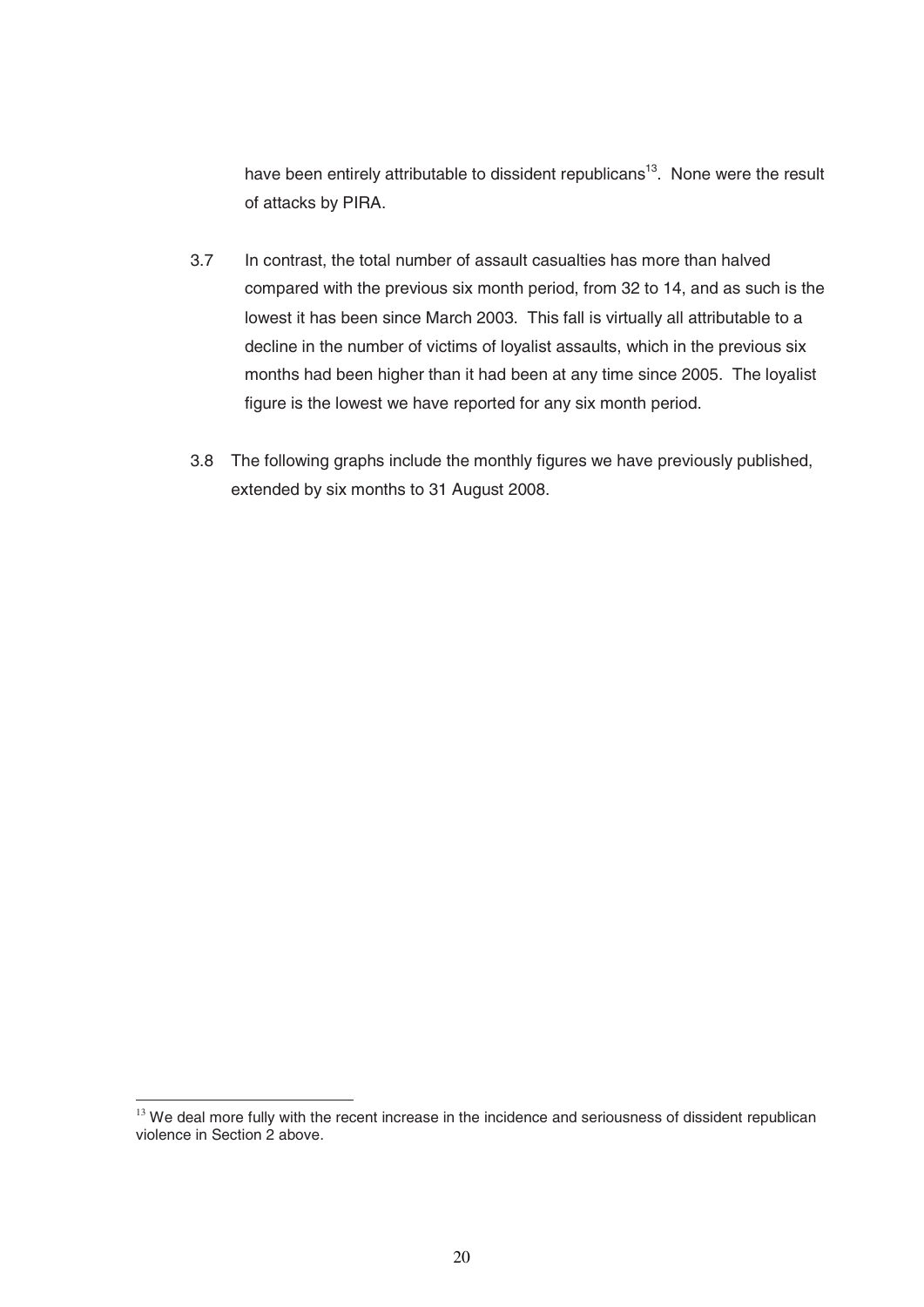have been entirely attributable to dissident republicans[13]. None were the result of attacks by PIRA.

3.7 In contrast, the total number of assault casualties has more than halved compared with the previous six month period, from 32 to 14, and as such is the lowest it has been since March 2003. This fall is virtually all attributable to a decline in the number of victims of loyalist assaults, which in the previous six months had been higher than it had been at any time since 2005. The loyalist figure is the lowest we have reported for any six month period.

3.8 The following graphs include the monthly figures we have previously published, extended by six months to 31 August 2008.

---

[13] We deal more fully with the recent increase in the incidence and seriousness of dissident republican violence in Section 2 above.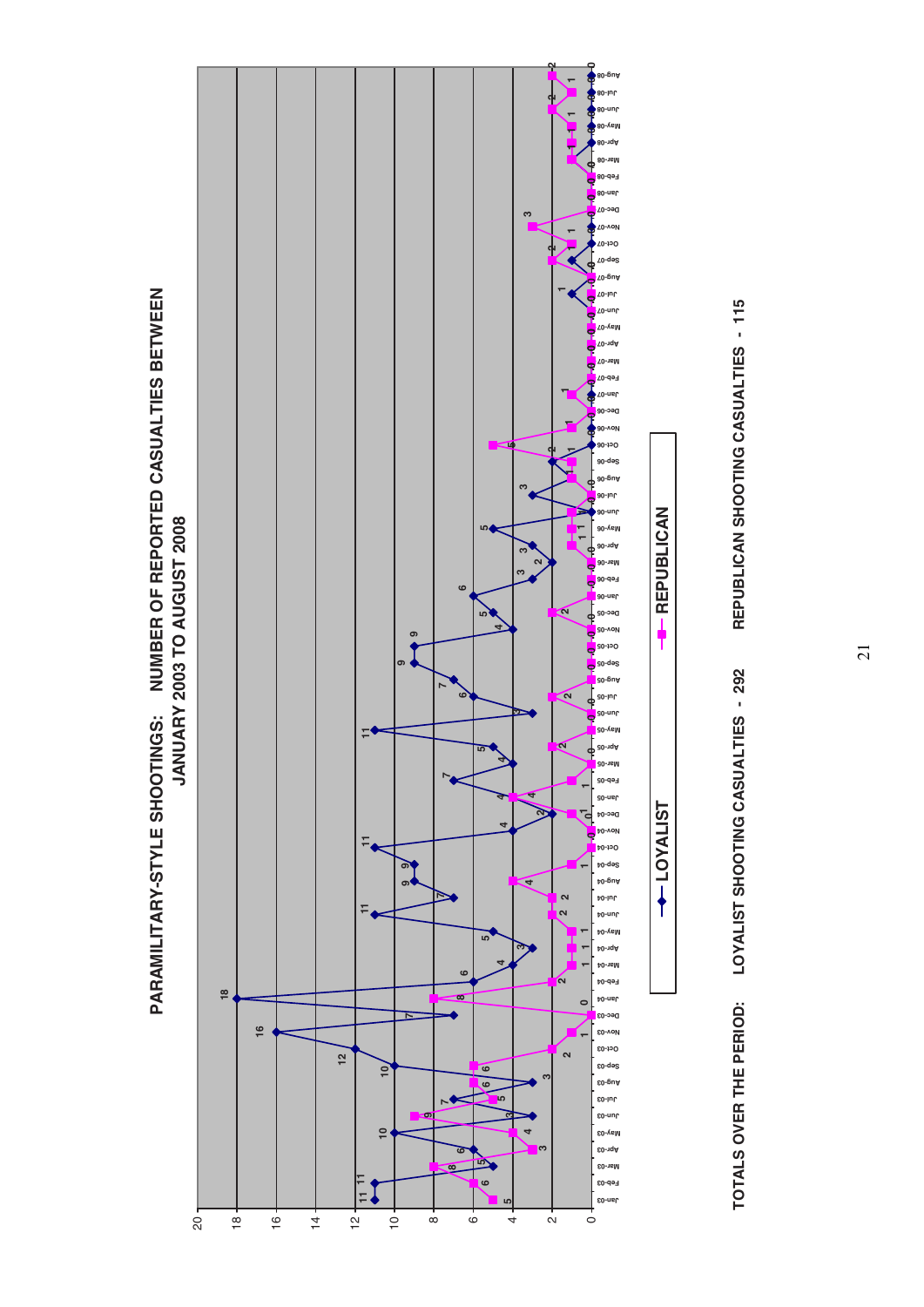# PARAMILITARY-STYLE SHOOTINGS: NUMBER OF REPORTED CASUALTIES BETWEEN JANUARY 2003 TO AUGUST 2008

LOYALIST — REPUBLICAN

TOTALS OVER THE PERIOD: LOYALIST SHOOTING CASUALTIES - 292 REPUBLICAN SHOOTING CASUALTIES - 115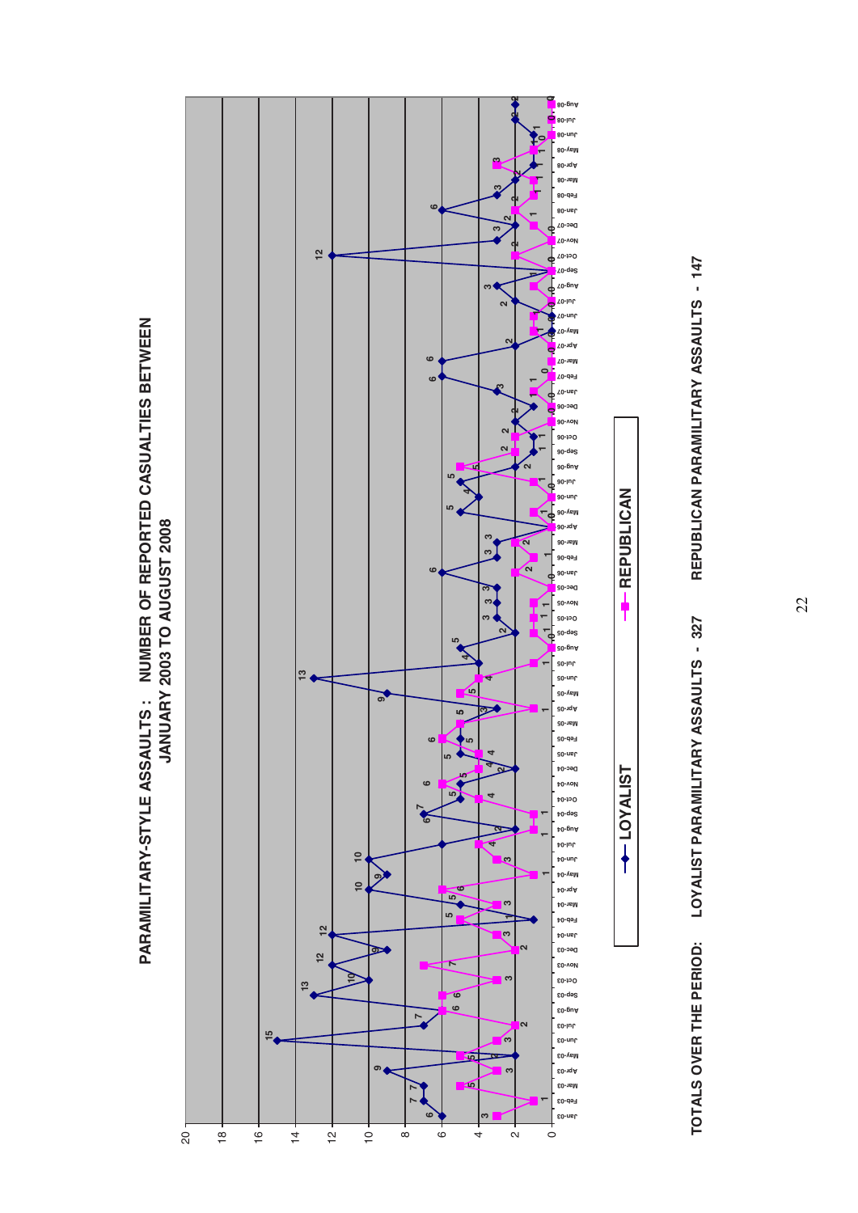# PARAMILITARY-STYLE ASSAULTS : NUMBER OF REPORTED CASUALTIES BETWEEN JANUARY 2003 TO AUGUST 2008

—◆— LOYALIST —■— REPUBLICAN

**TOTALS OVER THE PERIOD: LOYALIST PARAMILITARY ASSAULTS - 327 REPUBLICAN PARAMILITARY ASSAULTS - 147**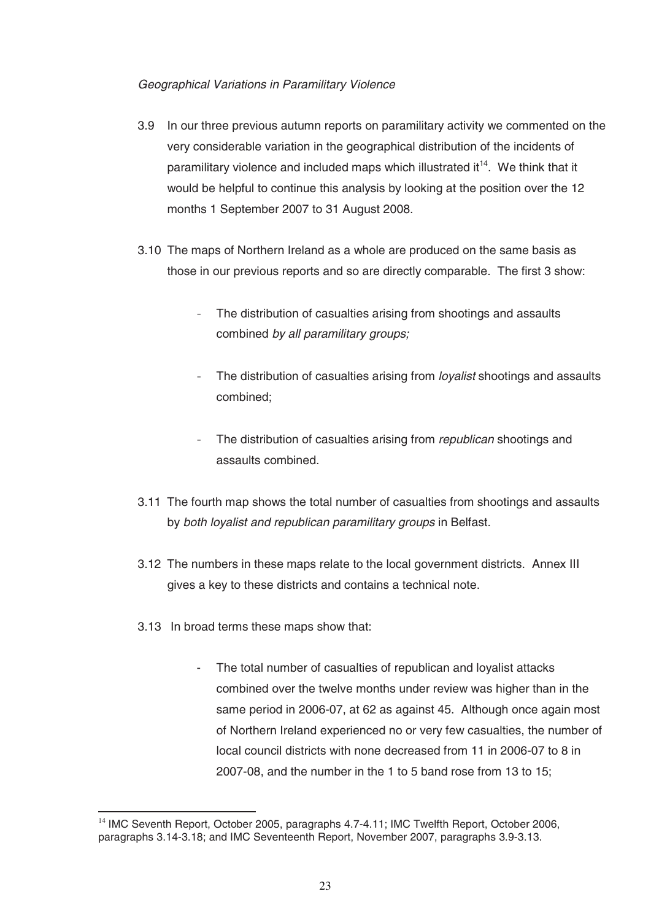*Geographical Variations in Paramilitary Violence*

3.9 In our three previous autumn reports on paramilitary activity we commented on the very considerable variation in the geographical distribution of the incidents of paramilitary violence and included maps which illustrated it[14]. We think that it would be helpful to continue this analysis by looking at the position over the 12 months 1 September 2007 to 31 August 2008.

3.10 The maps of Northern Ireland as a whole are produced on the same basis as those in our previous reports and so are directly comparable. The first 3 show:

- The distribution of casualties arising from shootings and assaults combined *by all paramilitary groups;*
- The distribution of casualties arising from *loyalist* shootings and assaults combined;
- The distribution of casualties arising from *republican* shootings and assaults combined.

3.11 The fourth map shows the total number of casualties from shootings and assaults by *both loyalist and republican paramilitary groups* in Belfast.

3.12 The numbers in these maps relate to the local government districts. Annex III gives a key to these districts and contains a technical note.

3.13 In broad terms these maps show that:

- The total number of casualties of republican and loyalist attacks combined over the twelve months under review was higher than in the same period in 2006-07, at 62 as against 45. Although once again most of Northern Ireland experienced no or very few casualties, the number of local council districts with none decreased from 11 in 2006-07 to 8 in 2007-08, and the number in the 1 to 5 band rose from 13 to 15;

[14] IMC Seventh Report, October 2005, paragraphs 4.7-4.11; IMC Twelfth Report, October 2006, paragraphs 3.14-3.18; and IMC Seventeenth Report, November 2007, paragraphs 3.9-3.13.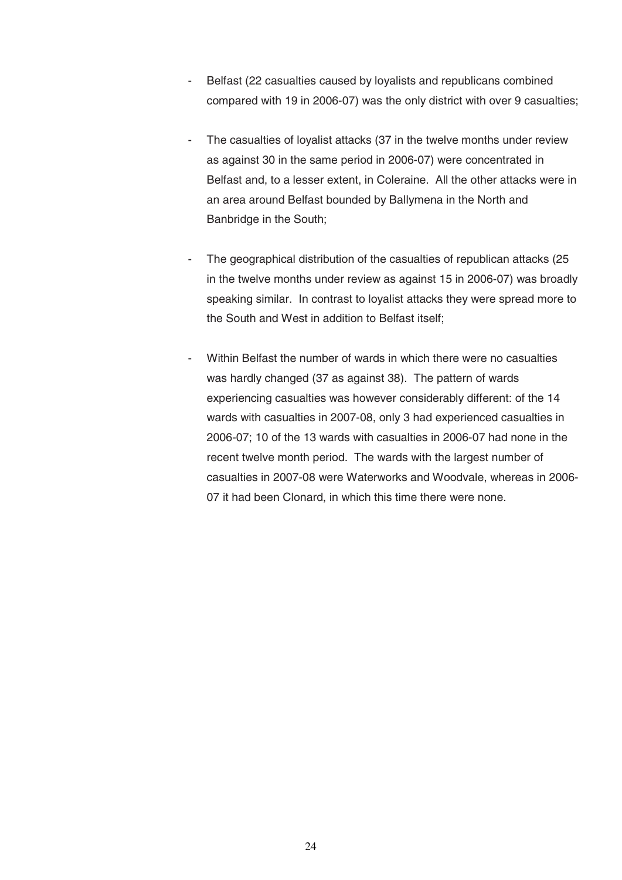- Belfast (22 casualties caused by loyalists and republicans combined compared with 19 in 2006-07) was the only district with over 9 casualties;

- The casualties of loyalist attacks (37 in the twelve months under review as against 30 in the same period in 2006-07) were concentrated in Belfast and, to a lesser extent, in Coleraine. All the other attacks were in an area around Belfast bounded by Ballymena in the North and Banbridge in the South;

- The geographical distribution of the casualties of republican attacks (25 in the twelve months under review as against 15 in 2006-07) was broadly speaking similar. In contrast to loyalist attacks they were spread more to the South and West in addition to Belfast itself;

- Within Belfast the number of wards in which there were no casualties was hardly changed (37 as against 38). The pattern of wards experiencing casualties was however considerably different: of the 14 wards with casualties in 2007-08, only 3 had experienced casualties in 2006-07; 10 of the 13 wards with casualties in 2006-07 had none in the recent twelve month period. The wards with the largest number of casualties in 2007-08 were Waterworks and Woodvale, whereas in 2006-07 it had been Clonard, in which this time there were none.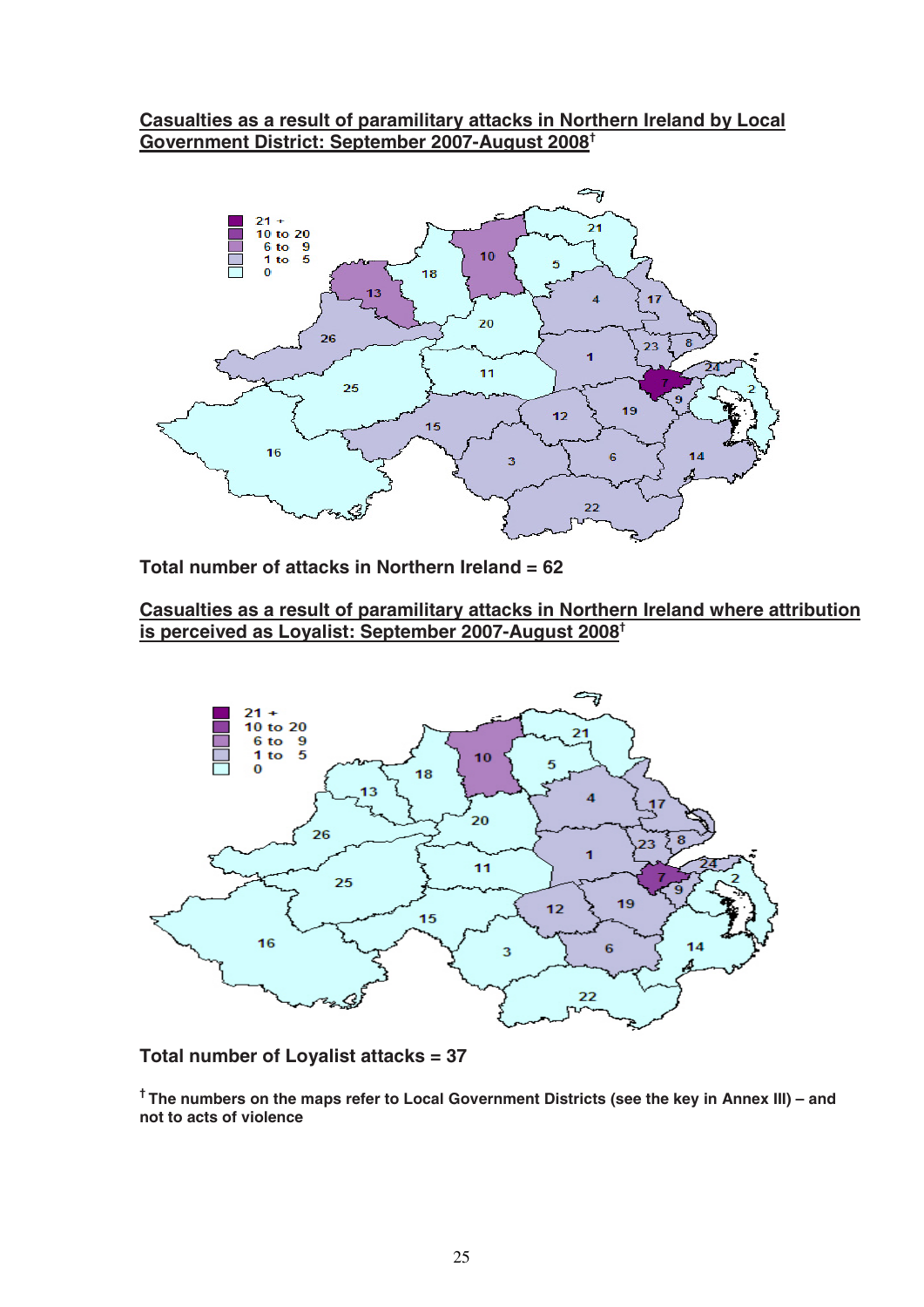**Casualties as a result of paramilitary attacks in Northern Ireland by Local Government District: September 2007-August 2008†**

Total number of attacks in Northern Ireland = 62

**Casualties as a result of paramilitary attacks in Northern Ireland where attribution is perceived as Loyalist: September 2007-August 2008†**

Total number of Loyalist attacks = 37

† The numbers on the maps refer to Local Government Districts (see the key in Annex III) – and not to acts of violence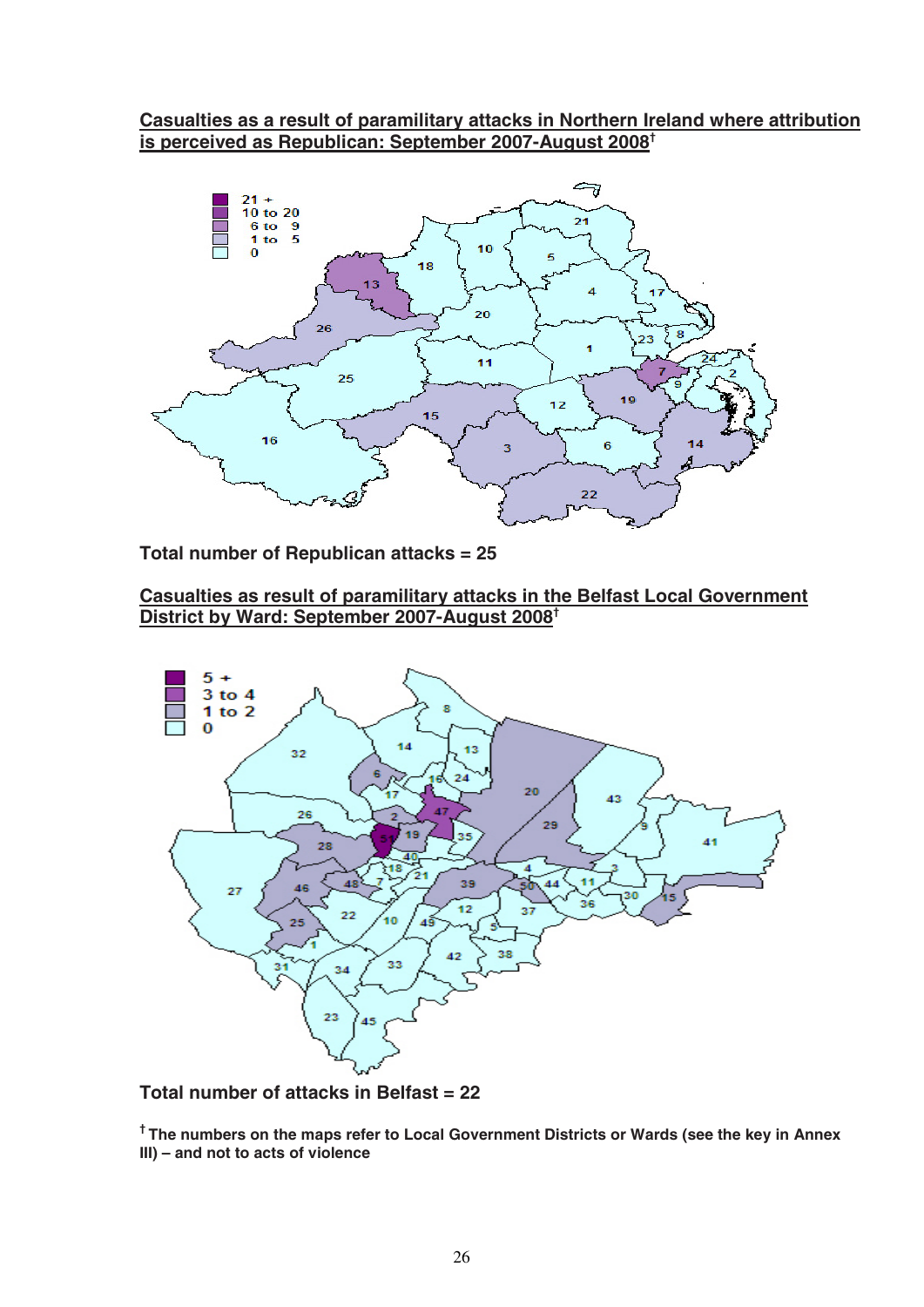**Casualties as a result of paramilitary attacks in Northern Ireland where attribution is perceived as Republican: September 2007-August 2008†**

**Total number of Republican attacks = 25**

**Casualties as result of paramilitary attacks in the Belfast Local Government District by Ward: September 2007-August 2008†**

**Total number of attacks in Belfast = 22**

**† The numbers on the maps refer to Local Government Districts or Wards (see the key in Annex III) – and not to acts of violence**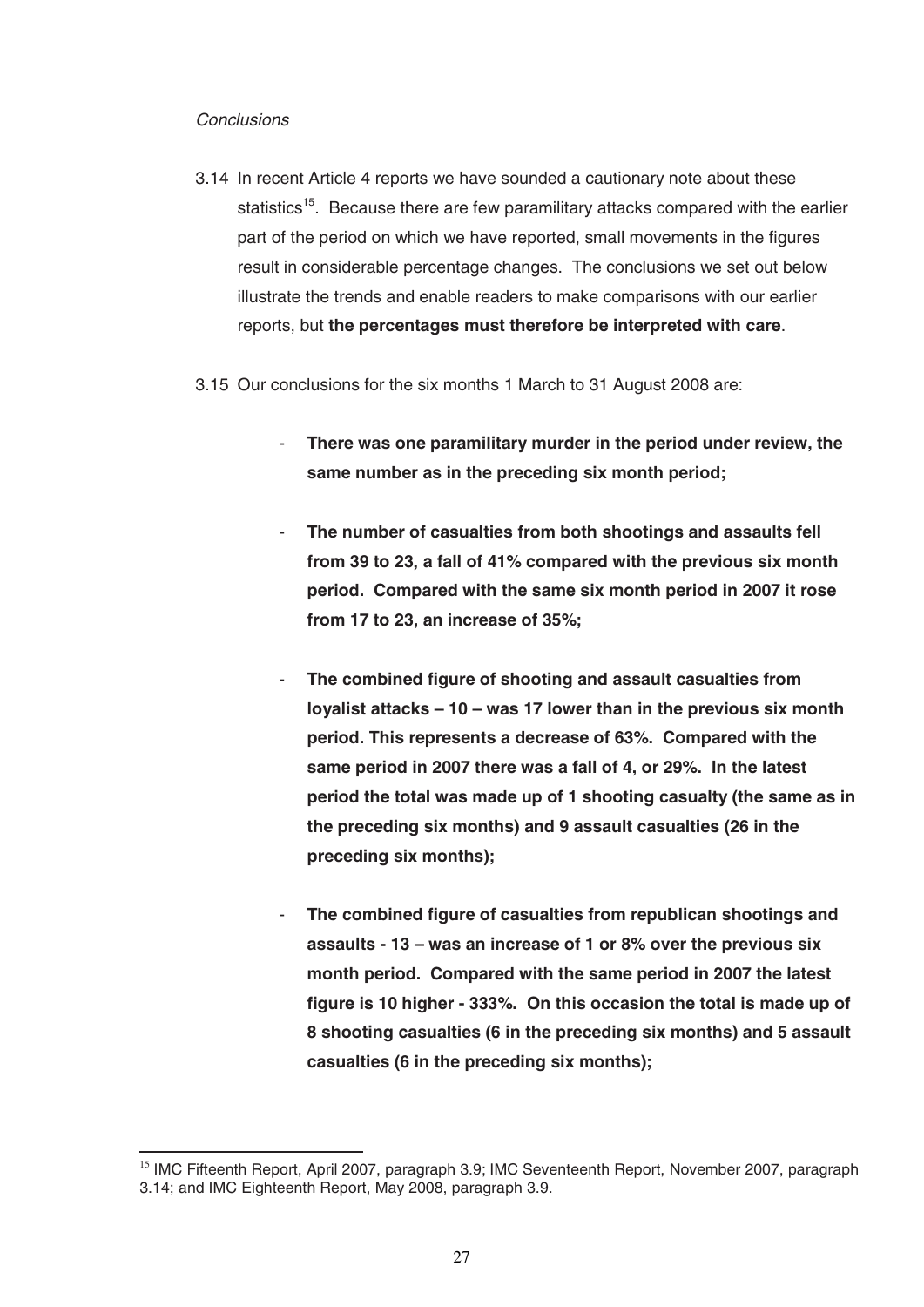*Conclusions*

3.14 In recent Article 4 reports we have sounded a cautionary note about these statistics[15]. Because there are few paramilitary attacks compared with the earlier part of the period on which we have reported, small movements in the figures result in considerable percentage changes. The conclusions we set out below illustrate the trends and enable readers to make comparisons with our earlier reports, but **the percentages must therefore be interpreted with care**.

3.15 Our conclusions for the six months 1 March to 31 August 2008 are:

- **There was one paramilitary murder in the period under review, the same number as in the preceding six month period;**

- **The number of casualties from both shootings and assaults fell from 39 to 23, a fall of 41% compared with the previous six month period. Compared with the same six month period in 2007 it rose from 17 to 23, an increase of 35%;**

- **The combined figure of shooting and assault casualties from loyalist attacks – 10 – was 17 lower than in the previous six month period. This represents a decrease of 63%. Compared with the same period in 2007 there was a fall of 4, or 29%. In the latest period the total was made up of 1 shooting casualty (the same as in the preceding six months) and 9 assault casualties (26 in the preceding six months);**

- **The combined figure of casualties from republican shootings and assaults - 13 – was an increase of 1 or 8% over the previous six month period. Compared with the same period in 2007 the latest figure is 10 higher - 333%. On this occasion the total is made up of 8 shooting casualties (6 in the preceding six months) and 5 assault casualties (6 in the preceding six months);**

---

[15] IMC Fifteenth Report, April 2007, paragraph 3.9; IMC Seventeenth Report, November 2007, paragraph 3.14; and IMC Eighteenth Report, May 2008, paragraph 3.9.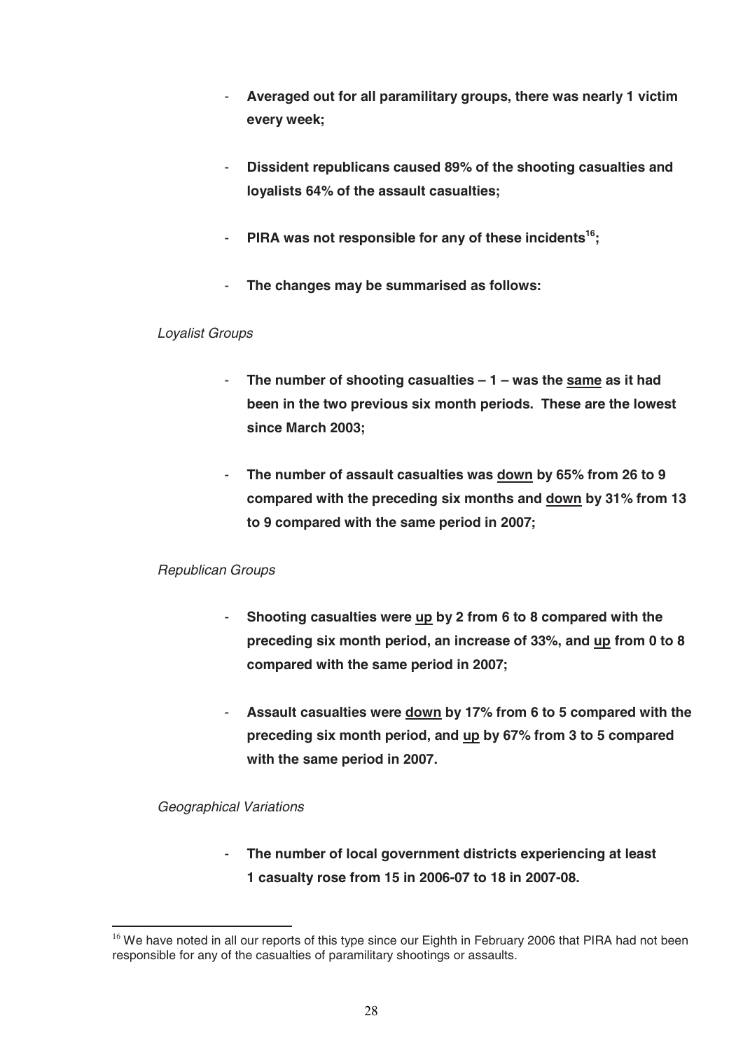- **Averaged out for all paramilitary groups, there was nearly 1 victim every week;**

- **Dissident republicans caused 89% of the shooting casualties and loyalists 64% of the assault casualties;**

- **PIRA was not responsible for any of these incidents[16];**

- **The changes may be summarised as follows:**

*Loyalist Groups*

- **The number of shooting casualties – 1 – was the <u>same</u> as it had been in the two previous six month periods. These are the lowest since March 2003;**

- **The number of assault casualties was <u>down</u> by 65% from 26 to 9 compared with the preceding six months and <u>down</u> by 31% from 13 to 9 compared with the same period in 2007;**

*Republican Groups*

- **Shooting casualties were <u>up</u> by 2 from 6 to 8 compared with the preceding six month period, an increase of 33%, and <u>up</u> from 0 to 8 compared with the same period in 2007;**

- **Assault casualties were <u>down</u> by 17% from 6 to 5 compared with the preceding six month period, and <u>up</u> by 67% from 3 to 5 compared with the same period in 2007.**

*Geographical Variations*

- **The number of local government districts experiencing at least 1 casualty rose from 15 in 2006-07 to 18 in 2007-08.**

---

[16] We have noted in all our reports of this type since our Eighth in February 2006 that PIRA had not been responsible for any of the casualties of paramilitary shootings or assaults.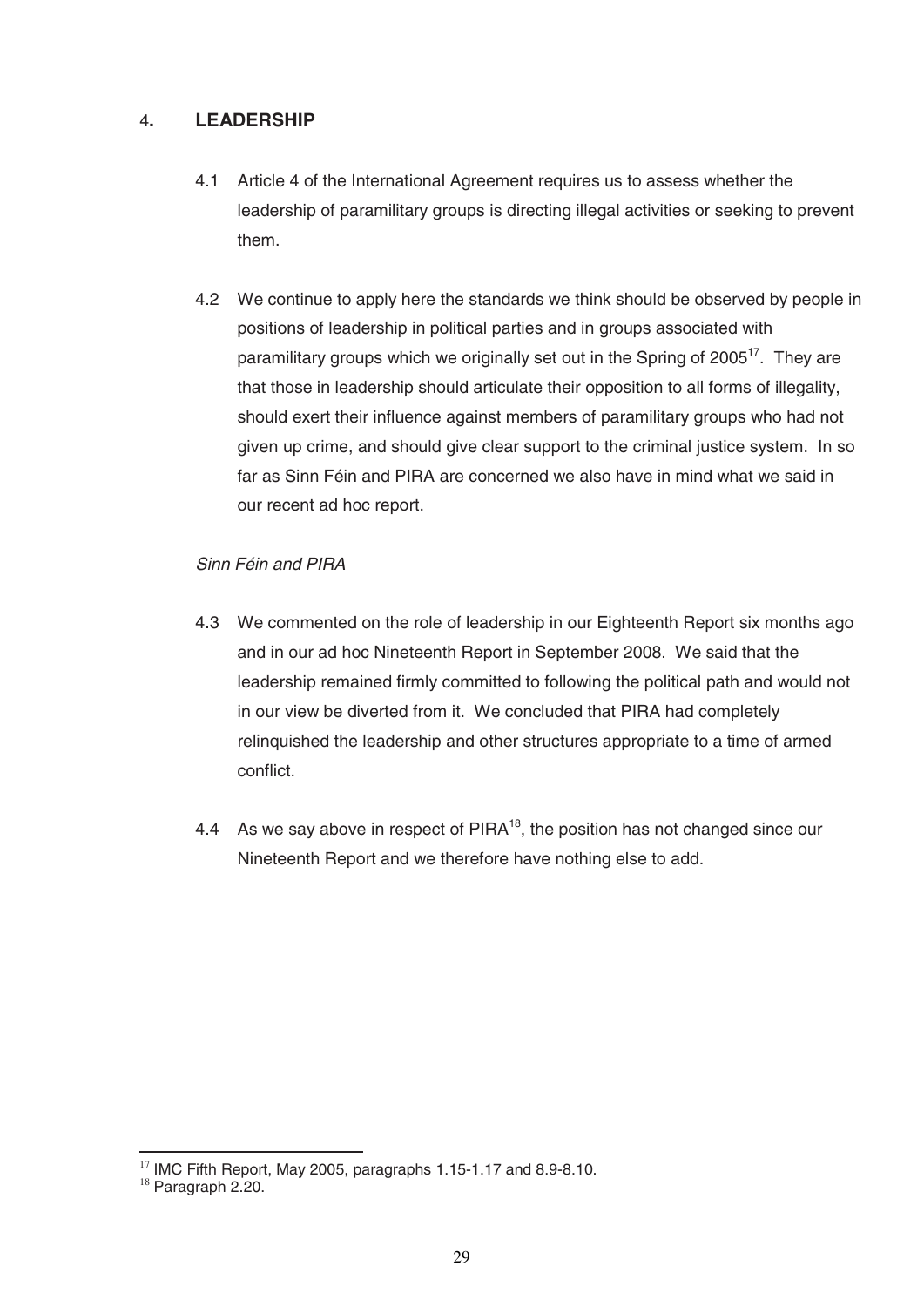## 4. LEADERSHIP

4.1 Article 4 of the International Agreement requires us to assess whether the leadership of paramilitary groups is directing illegal activities or seeking to prevent them.

4.2 We continue to apply here the standards we think should be observed by people in positions of leadership in political parties and in groups associated with paramilitary groups which we originally set out in the Spring of 2005[17]. They are that those in leadership should articulate their opposition to all forms of illegality, should exert their influence against members of paramilitary groups who had not given up crime, and should give clear support to the criminal justice system. In so far as Sinn Féin and PIRA are concerned we also have in mind what we said in our recent ad hoc report.

*Sinn Féin and PIRA*

4.3 We commented on the role of leadership in our Eighteenth Report six months ago and in our ad hoc Nineteenth Report in September 2008. We said that the leadership remained firmly committed to following the political path and would not in our view be diverted from it. We concluded that PIRA had completely relinquished the leadership and other structures appropriate to a time of armed conflict.

4.4 As we say above in respect of PIRA[18], the position has not changed since our Nineteenth Report and we therefore have nothing else to add.

---

[17] IMC Fifth Report, May 2005, paragraphs 1.15-1.17 and 8.9-8.10.

[18] Paragraph 2.20.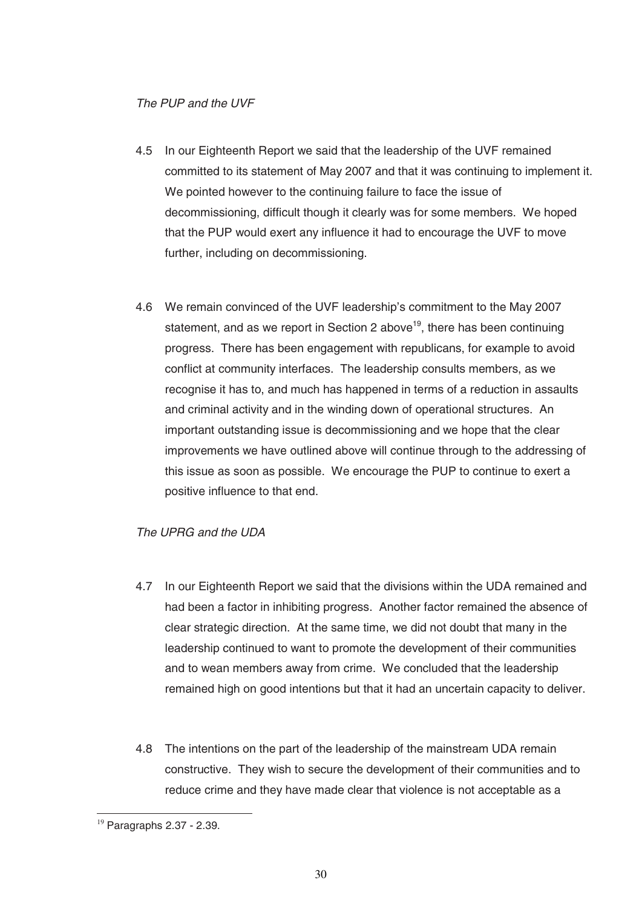*The PUP and the UVF*

4.5 In our Eighteenth Report we said that the leadership of the UVF remained committed to its statement of May 2007 and that it was continuing to implement it. We pointed however to the continuing failure to face the issue of decommissioning, difficult though it clearly was for some members. We hoped that the PUP would exert any influence it had to encourage the UVF to move further, including on decommissioning.

4.6 We remain convinced of the UVF leadership's commitment to the May 2007 statement, and as we report in Section 2 above[19], there has been continuing progress. There has been engagement with republicans, for example to avoid conflict at community interfaces. The leadership consults members, as we recognise it has to, and much has happened in terms of a reduction in assaults and criminal activity and in the winding down of operational structures. An important outstanding issue is decommissioning and we hope that the clear improvements we have outlined above will continue through to the addressing of this issue as soon as possible. We encourage the PUP to continue to exert a positive influence to that end.

*The UPRG and the UDA*

4.7 In our Eighteenth Report we said that the divisions within the UDA remained and had been a factor in inhibiting progress. Another factor remained the absence of clear strategic direction. At the same time, we did not doubt that many in the leadership continued to want to promote the development of their communities and to wean members away from crime. We concluded that the leadership remained high on good intentions but that it had an uncertain capacity to deliver.

4.8 The intentions on the part of the leadership of the mainstream UDA remain constructive. They wish to secure the development of their communities and to reduce crime and they have made clear that violence is not acceptable as a

[19] Paragraphs 2.37 - 2.39.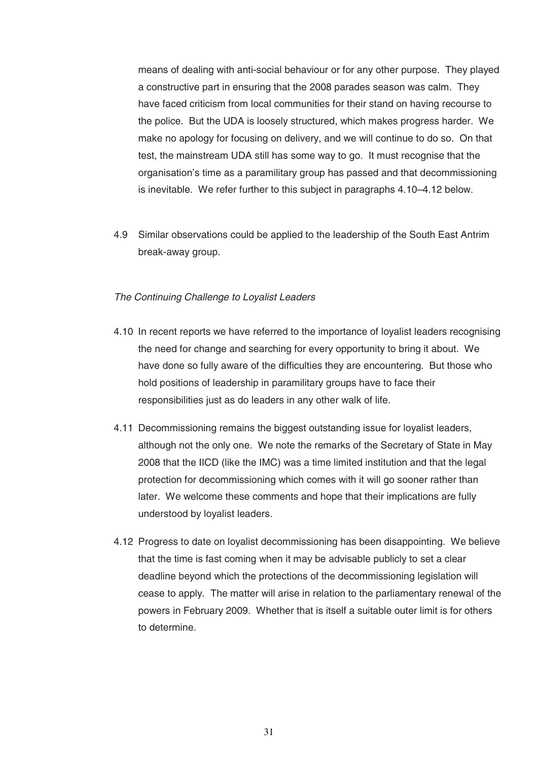means of dealing with anti-social behaviour or for any other purpose. They played a constructive part in ensuring that the 2008 parades season was calm. They have faced criticism from local communities for their stand on having recourse to the police. But the UDA is loosely structured, which makes progress harder. We make no apology for focusing on delivery, and we will continue to do so. On that test, the mainstream UDA still has some way to go. It must recognise that the organisation's time as a paramilitary group has passed and that decommissioning is inevitable. We refer further to this subject in paragraphs 4.10–4.12 below.

4.9 Similar observations could be applied to the leadership of the South East Antrim break-away group.

*The Continuing Challenge to Loyalist Leaders*

4.10 In recent reports we have referred to the importance of loyalist leaders recognising the need for change and searching for every opportunity to bring it about. We have done so fully aware of the difficulties they are encountering. But those who hold positions of leadership in paramilitary groups have to face their responsibilities just as do leaders in any other walk of life.

4.11 Decommissioning remains the biggest outstanding issue for loyalist leaders, although not the only one. We note the remarks of the Secretary of State in May 2008 that the IICD (like the IMC) was a time limited institution and that the legal protection for decommissioning which comes with it will go sooner rather than later. We welcome these comments and hope that their implications are fully understood by loyalist leaders.

4.12 Progress to date on loyalist decommissioning has been disappointing. We believe that the time is fast coming when it may be advisable publicly to set a clear deadline beyond which the protections of the decommissioning legislation will cease to apply. The matter will arise in relation to the parliamentary renewal of the powers in February 2009. Whether that is itself a suitable outer limit is for others to determine.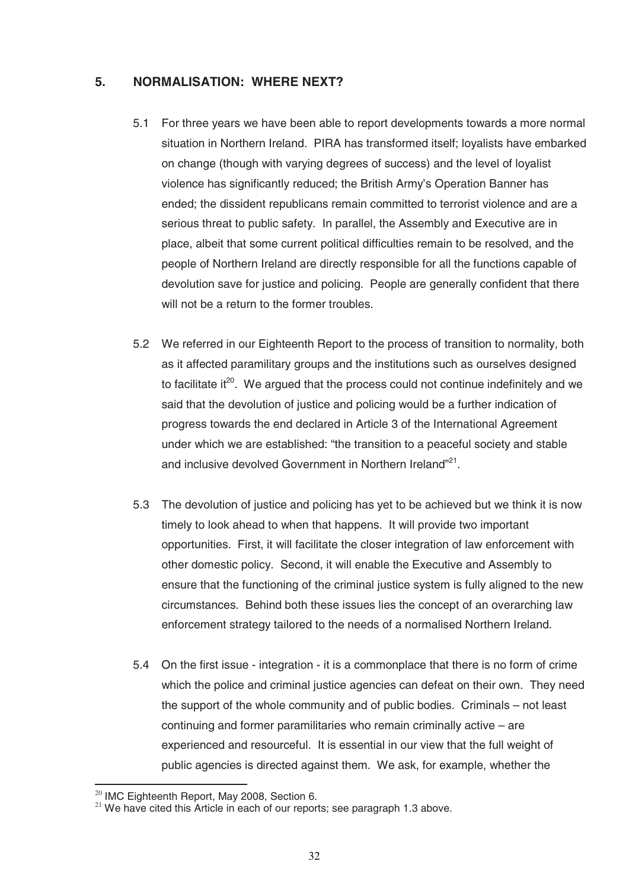## 5. NORMALISATION: WHERE NEXT?

5.1 For three years we have been able to report developments towards a more normal situation in Northern Ireland. PIRA has transformed itself; loyalists have embarked on change (though with varying degrees of success) and the level of loyalist violence has significantly reduced; the British Army's Operation Banner has ended; the dissident republicans remain committed to terrorist violence and are a serious threat to public safety. In parallel, the Assembly and Executive are in place, albeit that some current political difficulties remain to be resolved, and the people of Northern Ireland are directly responsible for all the functions capable of devolution save for justice and policing. People are generally confident that there will not be a return to the former troubles.

5.2 We referred in our Eighteenth Report to the process of transition to normality, both as it affected paramilitary groups and the institutions such as ourselves designed to facilitate it[20]. We argued that the process could not continue indefinitely and we said that the devolution of justice and policing would be a further indication of progress towards the end declared in Article 3 of the International Agreement under which we are established: "the transition to a peaceful society and stable and inclusive devolved Government in Northern Ireland"[21].

5.3 The devolution of justice and policing has yet to be achieved but we think it is now timely to look ahead to when that happens. It will provide two important opportunities. First, it will facilitate the closer integration of law enforcement with other domestic policy. Second, it will enable the Executive and Assembly to ensure that the functioning of the criminal justice system is fully aligned to the new circumstances. Behind both these issues lies the concept of an overarching law enforcement strategy tailored to the needs of a normalised Northern Ireland.

5.4 On the first issue - integration - it is a commonplace that there is no form of crime which the police and criminal justice agencies can defeat on their own. They need the support of the whole community and of public bodies. Criminals – not least continuing and former paramilitaries who remain criminally active – are experienced and resourceful. It is essential in our view that the full weight of public agencies is directed against them. We ask, for example, whether the

[20] IMC Eighteenth Report, May 2008, Section 6.

[21] We have cited this Article in each of our reports; see paragraph 1.3 above.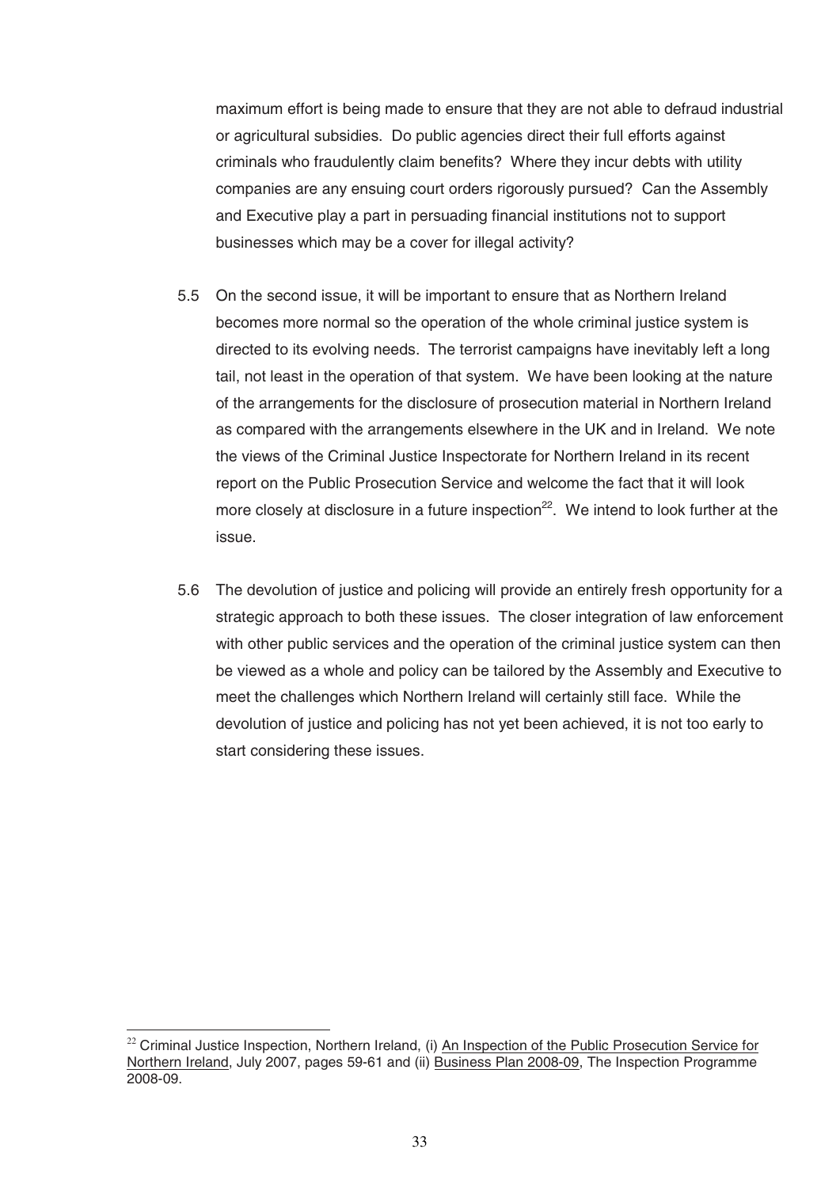maximum effort is being made to ensure that they are not able to defraud industrial or agricultural subsidies. Do public agencies direct their full efforts against criminals who fraudulently claim benefits? Where they incur debts with utility companies are any ensuing court orders rigorously pursued? Can the Assembly and Executive play a part in persuading financial institutions not to support businesses which may be a cover for illegal activity?

5.5 On the second issue, it will be important to ensure that as Northern Ireland becomes more normal so the operation of the whole criminal justice system is directed to its evolving needs. The terrorist campaigns have inevitably left a long tail, not least in the operation of that system. We have been looking at the nature of the arrangements for the disclosure of prosecution material in Northern Ireland as compared with the arrangements elsewhere in the UK and in Ireland. We note the views of the Criminal Justice Inspectorate for Northern Ireland in its recent report on the Public Prosecution Service and welcome the fact that it will look more closely at disclosure in a future inspection[22]. We intend to look further at the issue.

5.6 The devolution of justice and policing will provide an entirely fresh opportunity for a strategic approach to both these issues. The closer integration of law enforcement with other public services and the operation of the criminal justice system can then be viewed as a whole and policy can be tailored by the Assembly and Executive to meet the challenges which Northern Ireland will certainly still face. While the devolution of justice and policing has not yet been achieved, it is not too early to start considering these issues.

---

[22] Criminal Justice Inspection, Northern Ireland, (i) An Inspection of the Public Prosecution Service for Northern Ireland, July 2007, pages 59-61 and (ii) Business Plan 2008-09, The Inspection Programme 2008-09.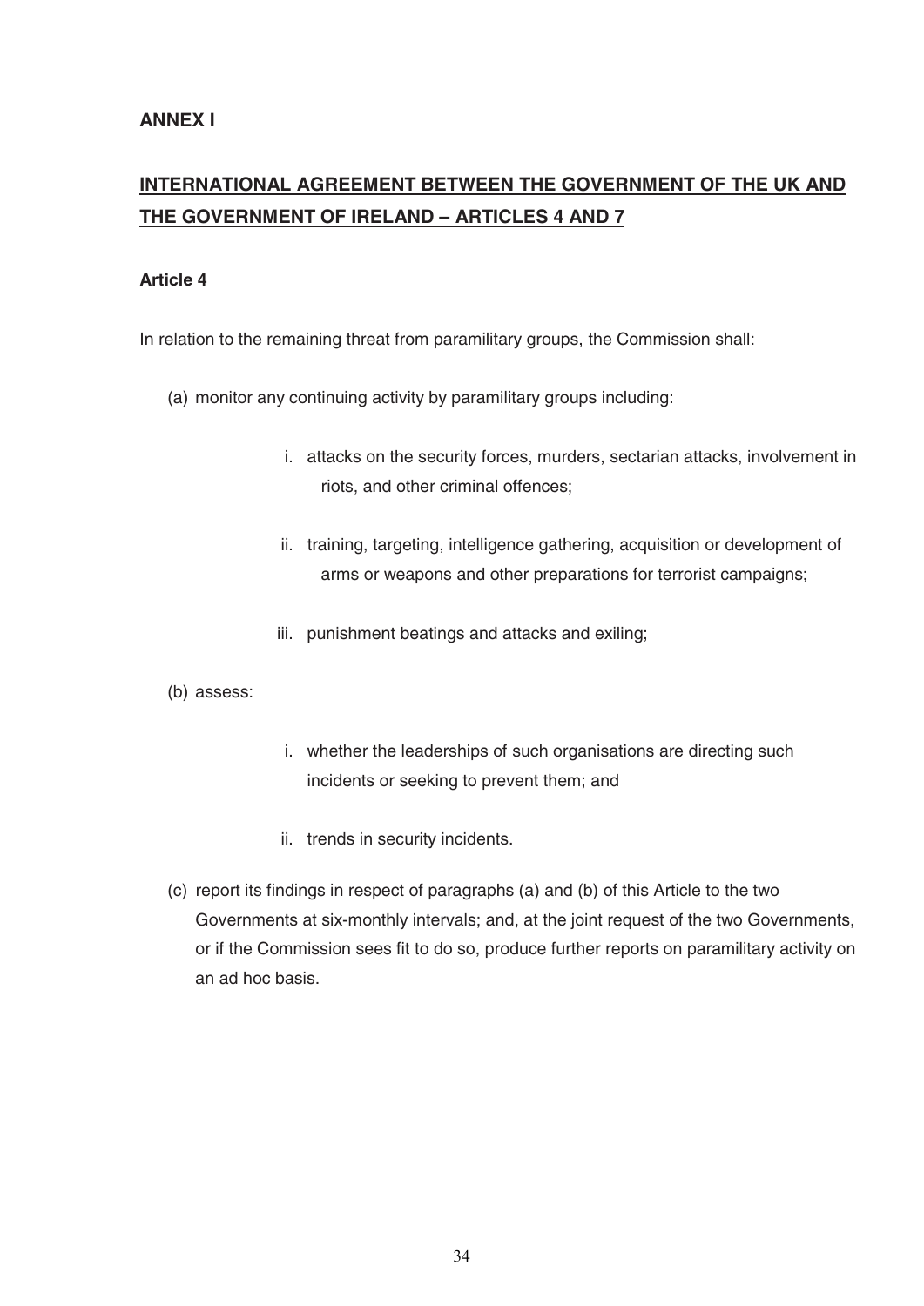## ANNEX I

## <u>INTERNATIONAL AGREEMENT BETWEEN THE GOVERNMENT OF THE UK AND THE GOVERNMENT OF IRELAND – ARTICLES 4 AND 7</u>

### Article 4

In relation to the remaining threat from paramilitary groups, the Commission shall:

(a) monitor any continuing activity by paramilitary groups including:

   i. attacks on the security forces, murders, sectarian attacks, involvement in riots, and other criminal offences;

   ii. training, targeting, intelligence gathering, acquisition or development of arms or weapons and other preparations for terrorist campaigns;

   iii. punishment beatings and attacks and exiling;

(b) assess:

   i. whether the leaderships of such organisations are directing such incidents or seeking to prevent them; and

   ii. trends in security incidents.

(c) report its findings in respect of paragraphs (a) and (b) of this Article to the two Governments at six-monthly intervals; and, at the joint request of the two Governments, or if the Commission sees fit to do so, produce further reports on paramilitary activity on an ad hoc basis.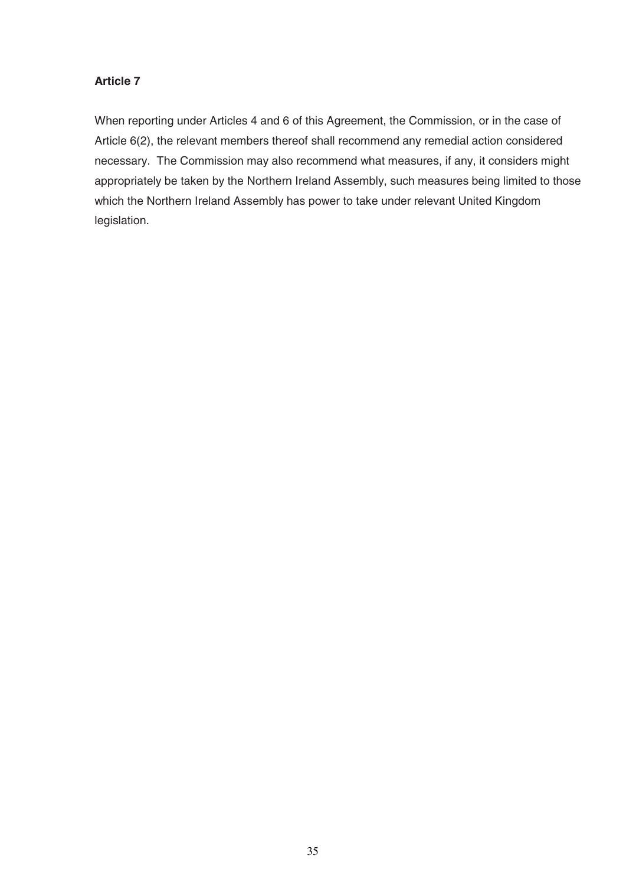**Article 7**

When reporting under Articles 4 and 6 of this Agreement, the Commission, or in the case of Article 6(2), the relevant members thereof shall recommend any remedial action considered necessary. The Commission may also recommend what measures, if any, it considers might appropriately be taken by the Northern Ireland Assembly, such measures being limited to those which the Northern Ireland Assembly has power to take under relevant United Kingdom legislation.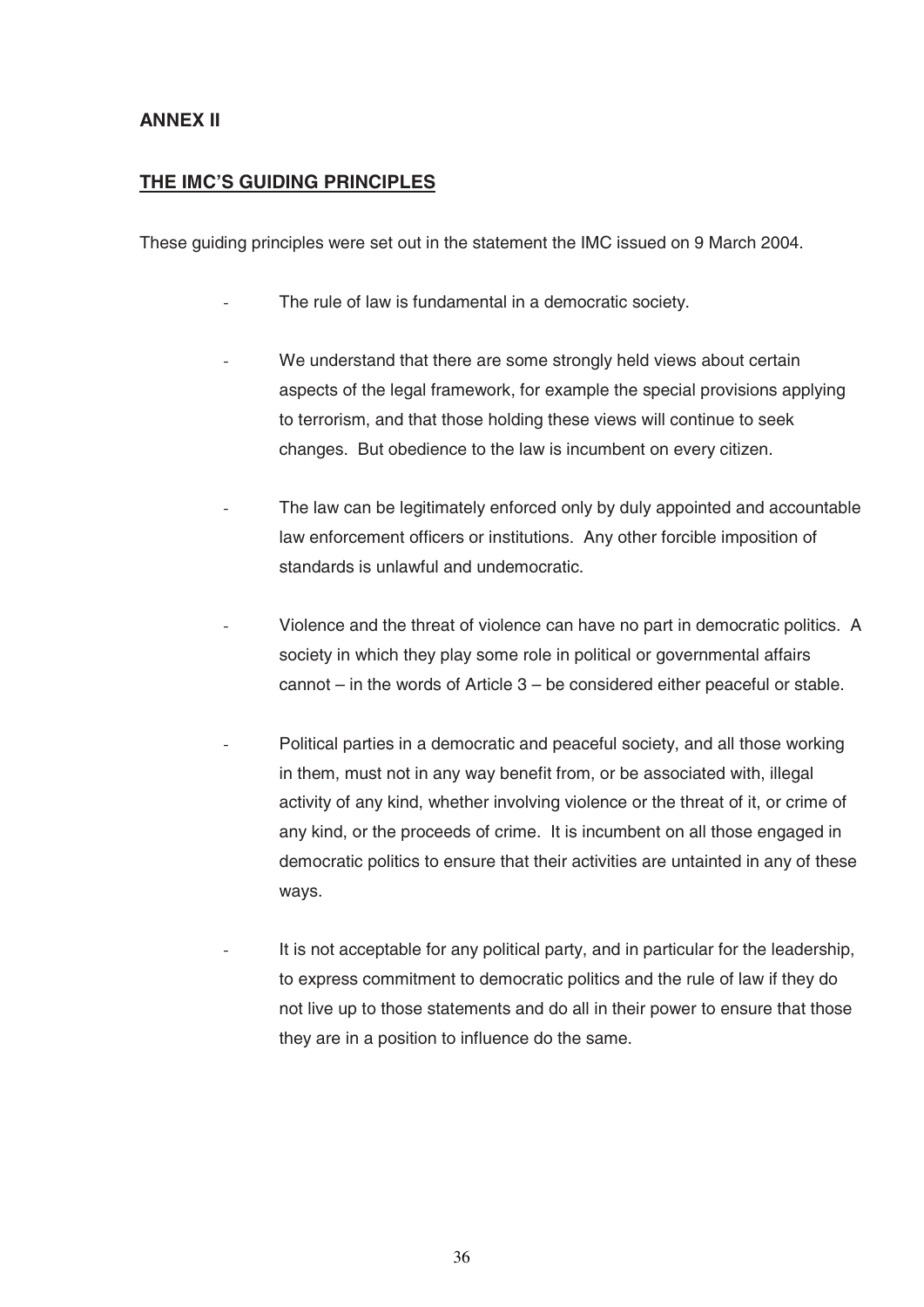## ANNEX II

## THE IMC'S GUIDING PRINCIPLES

These guiding principles were set out in the statement the IMC issued on 9 March 2004.

- The rule of law is fundamental in a democratic society.

- We understand that there are some strongly held views about certain aspects of the legal framework, for example the special provisions applying to terrorism, and that those holding these views will continue to seek changes. But obedience to the law is incumbent on every citizen.

- The law can be legitimately enforced only by duly appointed and accountable law enforcement officers or institutions. Any other forcible imposition of standards is unlawful and undemocratic.

- Violence and the threat of violence can have no part in democratic politics. A society in which they play some role in political or governmental affairs cannot – in the words of Article 3 – be considered either peaceful or stable.

- Political parties in a democratic and peaceful society, and all those working in them, must not in any way benefit from, or be associated with, illegal activity of any kind, whether involving violence or the threat of it, or crime of any kind, or the proceeds of crime. It is incumbent on all those engaged in democratic politics to ensure that their activities are untainted in any of these ways.

- It is not acceptable for any political party, and in particular for the leadership, to express commitment to democratic politics and the rule of law if they do not live up to those statements and do all in their power to ensure that those they are in a position to influence do the same.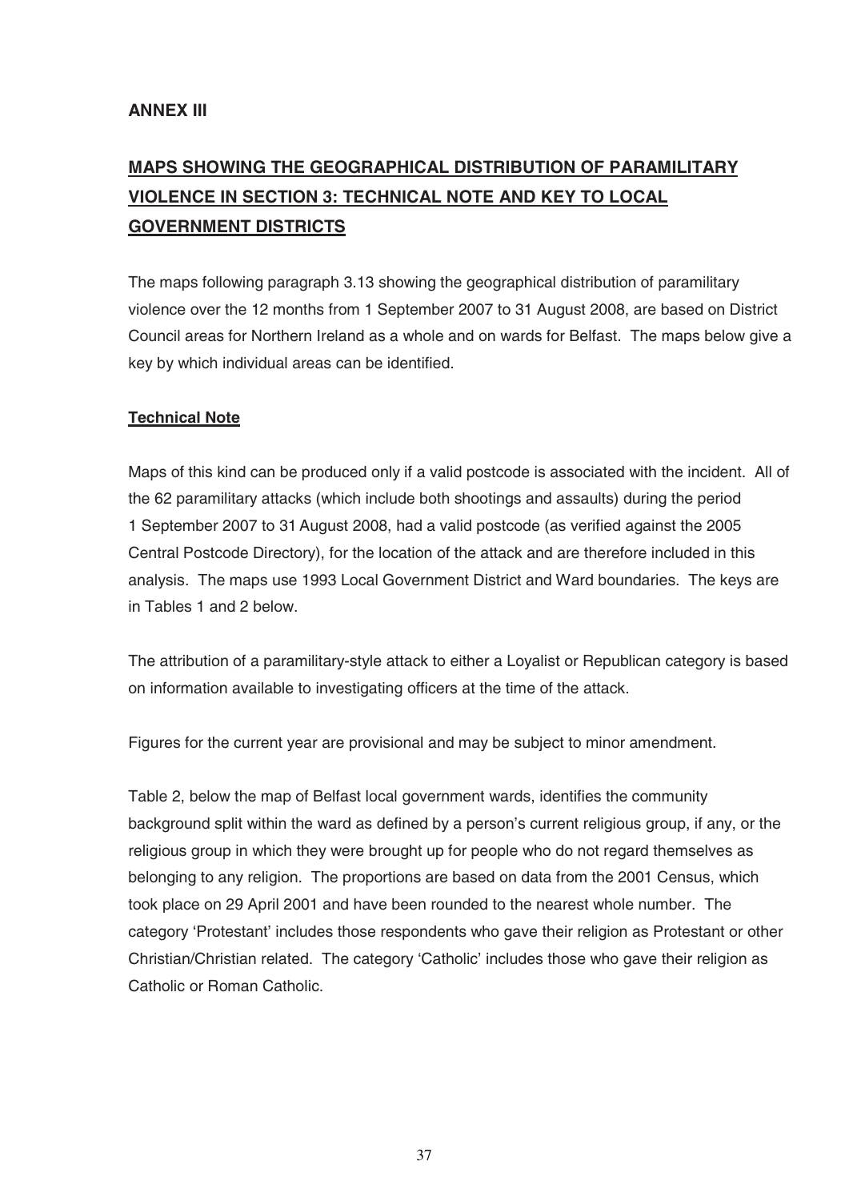**ANNEX III**

## MAPS SHOWING THE GEOGRAPHICAL DISTRIBUTION OF PARAMILITARY VIOLENCE IN SECTION 3: TECHNICAL NOTE AND KEY TO LOCAL GOVERNMENT DISTRICTS

The maps following paragraph 3.13 showing the geographical distribution of paramilitary violence over the 12 months from 1 September 2007 to 31 August 2008, are based on District Council areas for Northern Ireland as a whole and on wards for Belfast. The maps below give a key by which individual areas can be identified.

### Technical Note

Maps of this kind can be produced only if a valid postcode is associated with the incident. All of the 62 paramilitary attacks (which include both shootings and assaults) during the period 1 September 2007 to 31 August 2008, had a valid postcode (as verified against the 2005 Central Postcode Directory), for the location of the attack and are therefore included in this analysis. The maps use 1993 Local Government District and Ward boundaries. The keys are in Tables 1 and 2 below.

The attribution of a paramilitary-style attack to either a Loyalist or Republican category is based on information available to investigating officers at the time of the attack.

Figures for the current year are provisional and may be subject to minor amendment.

Table 2, below the map of Belfast local government wards, identifies the community background split within the ward as defined by a person's current religious group, if any, or the religious group in which they were brought up for people who do not regard themselves as belonging to any religion. The proportions are based on data from the 2001 Census, which took place on 29 April 2001 and have been rounded to the nearest whole number. The category 'Protestant' includes those respondents who gave their religion as Protestant or other Christian/Christian related. The category 'Catholic' includes those who gave their religion as Catholic or Roman Catholic.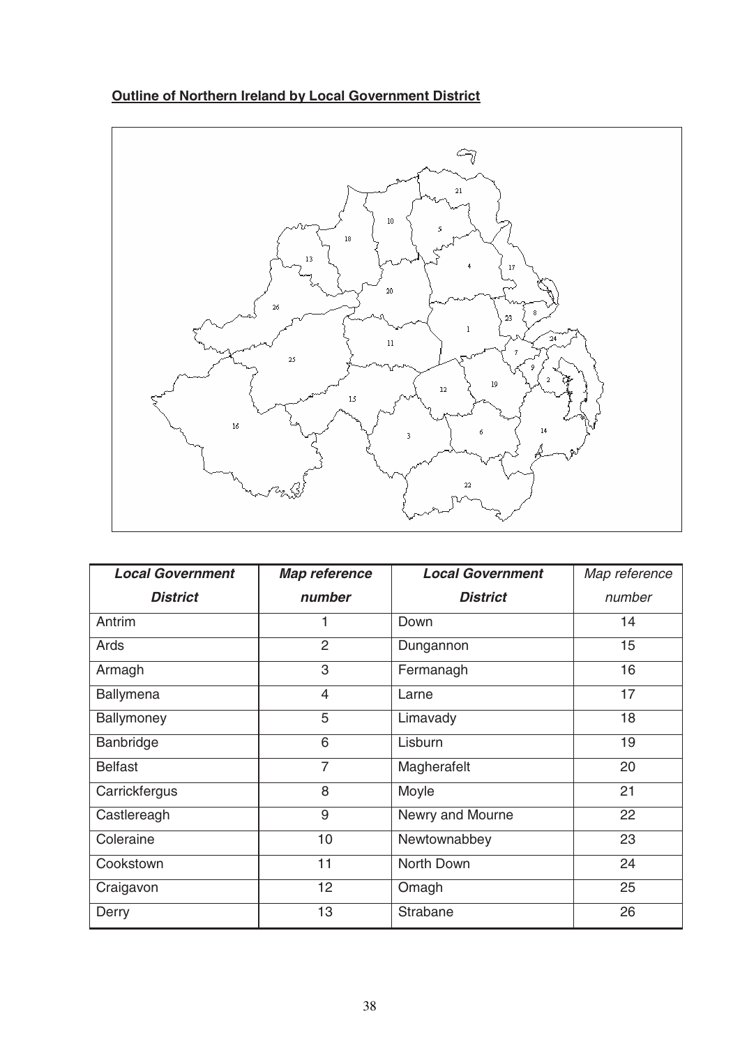**Outline of Northern Ireland by Local Government District**

| *Local Government District* | *Map reference number* | *Local Government District* | *Map reference number* |
|---|---|---|---|
| Antrim | 1 | Down | 14 |
| Ards | 2 | Dungannon | 15 |
| Armagh | 3 | Fermanagh | 16 |
| Ballymena | 4 | Larne | 17 |
| Ballymoney | 5 | Limavady | 18 |
| Banbridge | 6 | Lisburn | 19 |
| Belfast | 7 | Magherafelt | 20 |
| Carrickfergus | 8 | Moyle | 21 |
| Castlereagh | 9 | Newry and Mourne | 22 |
| Coleraine | 10 | Newtownabbey | 23 |
| Cookstown | 11 | North Down | 24 |
| Craigavon | 12 | Omagh | 25 |
| Derry | 13 | Strabane | 26 |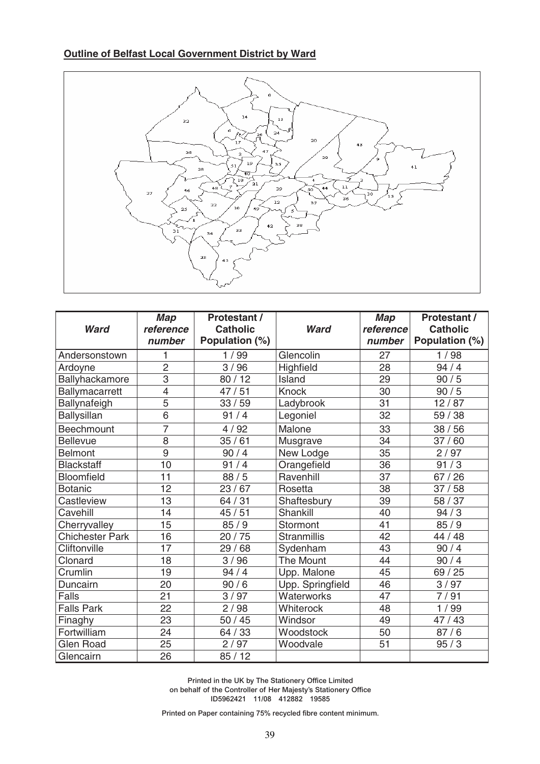**Outline of Belfast Local Government District by Ward**

| *Ward* | *Map reference number* | **Protestant / Catholic Population (%)** | *Ward* | *Map reference number* | **Protestant / Catholic Population (%)** |
|---|---|---|---|---|---|
| Andersonstown | 1 | 1 / 99 | Glencolin | 27 | 1 / 98 |
| Ardoyne | 2 | 3 / 96 | Highfield | 28 | 94 / 4 |
| Ballyhackamore | 3 | 80 / 12 | Island | 29 | 90 / 5 |
| Ballymacarrett | 4 | 47 / 51 | Knock | 30 | 90 / 5 |
| Ballynafeigh | 5 | 33 / 59 | Ladybrook | 31 | 12 / 87 |
| Ballysillan | 6 | 91 / 4 | Legoniel | 32 | 59 / 38 |
| Beechmount | 7 | 4 / 92 | Malone | 33 | 38 / 56 |
| Bellevue | 8 | 35 / 61 | Musgrave | 34 | 37 / 60 |
| Belmont | 9 | 90 / 4 | New Lodge | 35 | 2 / 97 |
| Blackstaff | 10 | 91 / 4 | Orangefield | 36 | 91 / 3 |
| Bloomfield | 11 | 88 / 5 | Ravenhill | 37 | 67 / 26 |
| Botanic | 12 | 23 / 67 | Rosetta | 38 | 37 / 58 |
| Castleview | 13 | 64 / 31 | Shaftesbury | 39 | 58 / 37 |
| Cavehill | 14 | 45 / 51 | Shankill | 40 | 94 / 3 |
| Cherryvalley | 15 | 85 / 9 | Stormont | 41 | 85 / 9 |
| Chichester Park | 16 | 20 / 75 | Stranmillis | 42 | 44 / 48 |
| Cliftonville | 17 | 29 / 68 | Sydenham | 43 | 90 / 4 |
| Clonard | 18 | 3 / 96 | The Mount | 44 | 90 / 4 |
| Crumlin | 19 | 94 / 4 | Upp. Malone | 45 | 69 / 25 |
| Duncairn | 20 | 90 / 6 | Upp. Springfield | 46 | 3 / 97 |
| Falls | 21 | 3 / 97 | Waterworks | 47 | 7 / 91 |
| Falls Park | 22 | 2 / 98 | Whiterock | 48 | 1 / 99 |
| Finaghy | 23 | 50 / 45 | Windsor | 49 | 47 / 43 |
| Fortwilliam | 24 | 64 / 33 | Woodstock | 50 | 87 / 6 |
| Glen Road | 25 | 2 / 97 | Woodvale | 51 | 95 / 3 |
| Glencairn | 26 | 85 / 12 | | | |

Printed in the UK by The Stationery Office Limited
on behalf of the Controller of Her Majesty's Stationery Office
ID5962421 11/08 412882 19585

Printed on Paper containing 75% recycled fibre content minimum.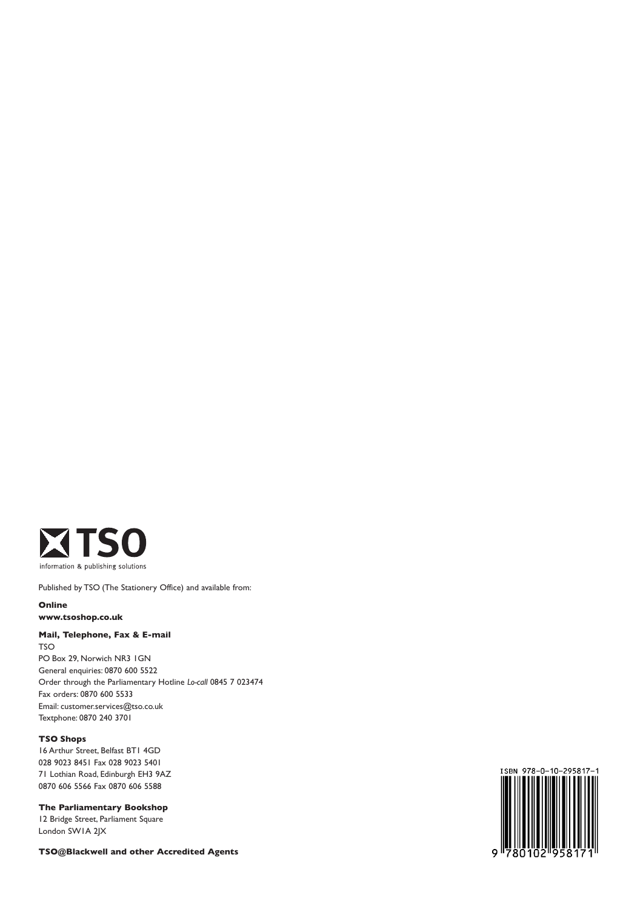TSO

information & publishing solutions

Published by TSO (The Stationery Office) and available from:

**Online**
**www.tsoshop.co.uk**

**Mail, Telephone, Fax & E-mail**
TSO
PO Box 29, Norwich NR3 1GN
General enquiries: 0870 600 5522
Order through the Parliamentary Hotline *Lo-call* 0845 7 023474
Fax orders: 0870 600 5533
Email: customer.services@tso.co.uk
Textphone: 0870 240 3701

**TSO Shops**
16 Arthur Street, Belfast BT1 4GD
028 9023 8451 Fax 028 9023 5401
71 Lothian Road, Edinburgh EH3 9AZ
0870 606 5566 Fax 0870 606 5588

**The Parliamentary Bookshop**
12 Bridge Street, Parliament Square
London SW1A 2JX

**TSO@Blackwell and other Accredited Agents**

ISBN 978-0-10-295817-1

9 780102 958171